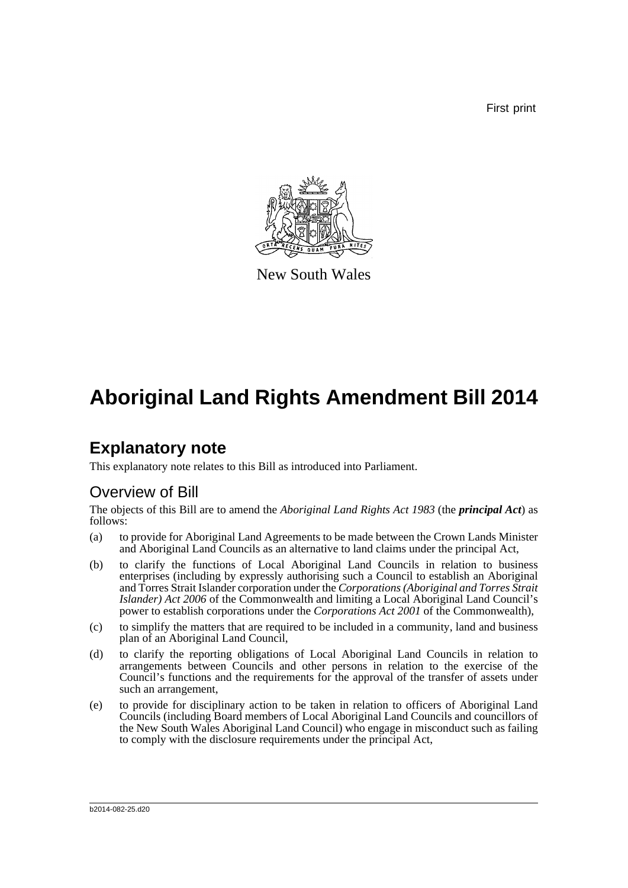First print

New South Wales

# Aboriginal Land Rights Amendment Bill 2014

## Explanatory note

This explanatory note relates to this Bill as introduced into Parliament.

### Overview of Bill

The objects of this Bill are to amend the *Aboriginal Land Rights Act 1983* (the ***principal Act***) as follows:

(a) to provide for Aboriginal Land Agreements to be made between the Crown Lands Minister and Aboriginal Land Councils as an alternative to land claims under the principal Act,

(b) to clarify the functions of Local Aboriginal Land Councils in relation to business enterprises (including by expressly authorising such a Council to establish an Aboriginal and Torres Strait Islander corporation under the *Corporations (Aboriginal and Torres Strait Islander) Act 2006* of the Commonwealth and limiting a Local Aboriginal Land Council's power to establish corporations under the *Corporations Act 2001* of the Commonwealth),

(c) to simplify the matters that are required to be included in a community, land and business plan of an Aboriginal Land Council,

(d) to clarify the reporting obligations of Local Aboriginal Land Councils in relation to arrangements between Councils and other persons in relation to the exercise of the Council's functions and the requirements for the approval of the transfer of assets under such an arrangement,

(e) to provide for disciplinary action to be taken in relation to officers of Aboriginal Land Councils (including Board members of Local Aboriginal Land Councils and councillors of the New South Wales Aboriginal Land Council) who engage in misconduct such as failing to comply with the disclosure requirements under the principal Act,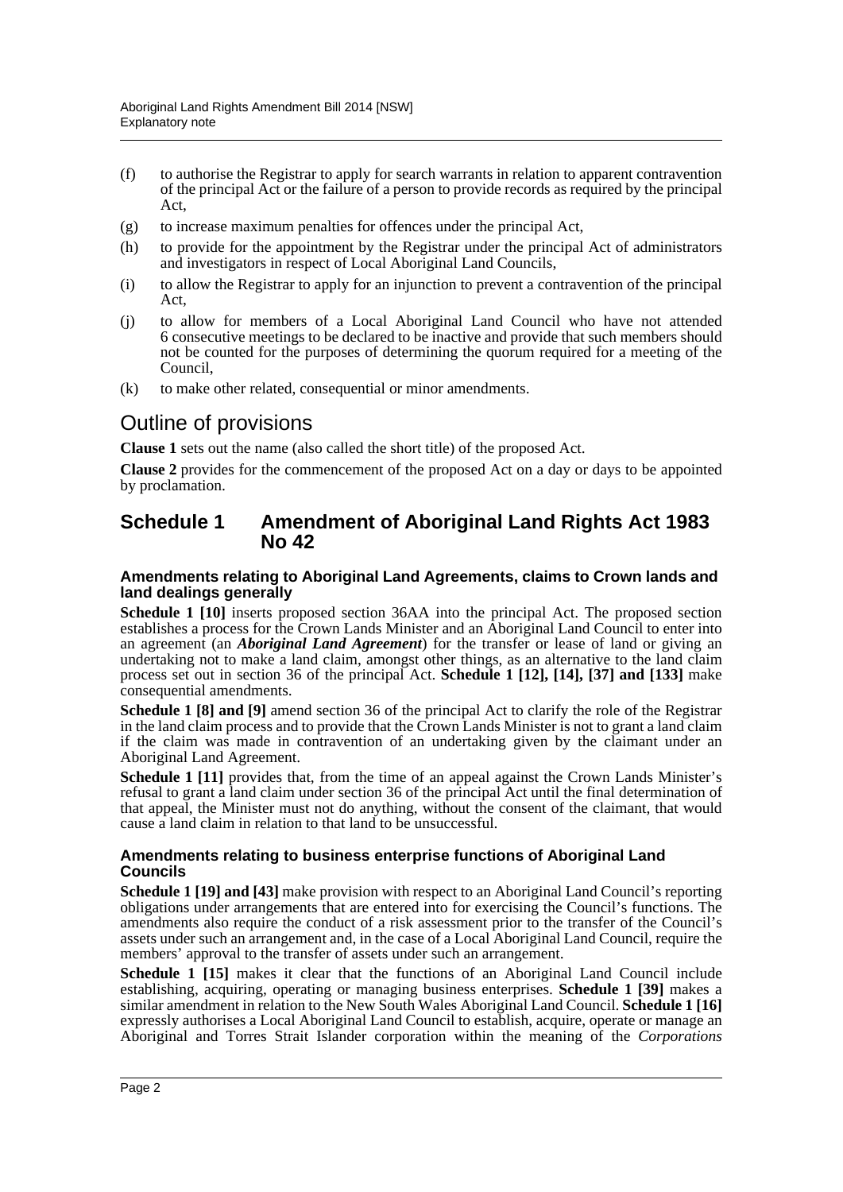(f) to authorise the Registrar to apply for search warrants in relation to apparent contravention of the principal Act or the failure of a person to provide records as required by the principal Act,

(g) to increase maximum penalties for offences under the principal Act,

(h) to provide for the appointment by the Registrar under the principal Act of administrators and investigators in respect of Local Aboriginal Land Councils,

(i) to allow the Registrar to apply for an injunction to prevent a contravention of the principal Act,

(j) to allow for members of a Local Aboriginal Land Council who have not attended 6 consecutive meetings to be declared to be inactive and provide that such members should not be counted for the purposes of determining the quorum required for a meeting of the Council,

(k) to make other related, consequential or minor amendments.

## Outline of provisions

**Clause 1** sets out the name (also called the short title) of the proposed Act.

**Clause 2** provides for the commencement of the proposed Act on a day or days to be appointed by proclamation.

## Schedule 1 Amendment of Aboriginal Land Rights Act 1983 No 42

### Amendments relating to Aboriginal Land Agreements, claims to Crown lands and land dealings generally

**Schedule 1 [10]** inserts proposed section 36AA into the principal Act. The proposed section establishes a process for the Crown Lands Minister and an Aboriginal Land Council to enter into an agreement (an ***Aboriginal Land Agreement***) for the transfer or lease of land or giving an undertaking not to make a land claim, amongst other things, as an alternative to the land claim process set out in section 36 of the principal Act. **Schedule 1 [12], [14], [37] and [133]** make consequential amendments.

**Schedule 1 [8] and [9]** amend section 36 of the principal Act to clarify the role of the Registrar in the land claim process and to provide that the Crown Lands Minister is not to grant a land claim if the claim was made in contravention of an undertaking given by the claimant under an Aboriginal Land Agreement.

**Schedule 1 [11]** provides that, from the time of an appeal against the Crown Lands Minister's refusal to grant a land claim under section 36 of the principal Act until the final determination of that appeal, the Minister must not do anything, without the consent of the claimant, that would cause a land claim in relation to that land to be unsuccessful.

### Amendments relating to business enterprise functions of Aboriginal Land Councils

**Schedule 1 [19] and [43]** make provision with respect to an Aboriginal Land Council's reporting obligations under arrangements that are entered into for exercising the Council's functions. The amendments also require the conduct of a risk assessment prior to the transfer of the Council's assets under such an arrangement and, in the case of a Local Aboriginal Land Council, require the members' approval to the transfer of assets under such an arrangement.

**Schedule 1 [15]** makes it clear that the functions of an Aboriginal Land Council include establishing, acquiring, operating or managing business enterprises. **Schedule 1 [39]** makes a similar amendment in relation to the New South Wales Aboriginal Land Council. **Schedule 1 [16]** expressly authorises a Local Aboriginal Land Council to establish, acquire, operate or manage an Aboriginal and Torres Strait Islander corporation within the meaning of the *Corporations*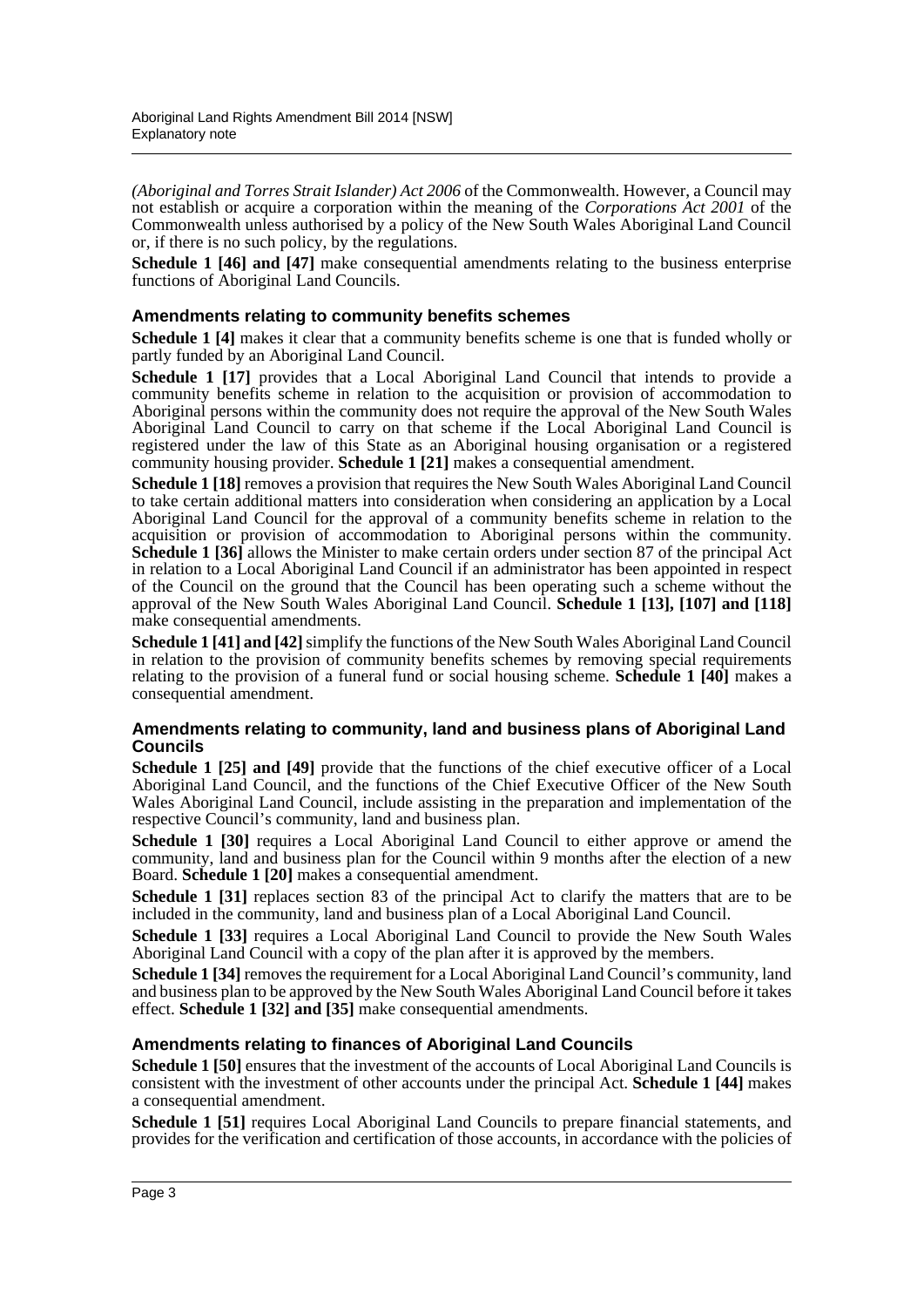*(Aboriginal and Torres Strait Islander) Act 2006* of the Commonwealth. However, a Council may not establish or acquire a corporation within the meaning of the *Corporations Act 2001* of the Commonwealth unless authorised by a policy of the New South Wales Aboriginal Land Council or, if there is no such policy, by the regulations.

**Schedule 1 [46] and [47]** make consequential amendments relating to the business enterprise functions of Aboriginal Land Councils.

### Amendments relating to community benefits schemes

**Schedule 1 [4]** makes it clear that a community benefits scheme is one that is funded wholly or partly funded by an Aboriginal Land Council.

**Schedule 1 [17]** provides that a Local Aboriginal Land Council that intends to provide a community benefits scheme in relation to the acquisition or provision of accommodation to Aboriginal persons within the community does not require the approval of the New South Wales Aboriginal Land Council to carry on that scheme if the Local Aboriginal Land Council is registered under the law of this State as an Aboriginal housing organisation or a registered community housing provider. **Schedule 1 [21]** makes a consequential amendment.

**Schedule 1 [18]** removes a provision that requires the New South Wales Aboriginal Land Council to take certain additional matters into consideration when considering an application by a Local Aboriginal Land Council for the approval of a community benefits scheme in relation to the acquisition or provision of accommodation to Aboriginal persons within the community. **Schedule 1 [36]** allows the Minister to make certain orders under section 87 of the principal Act in relation to a Local Aboriginal Land Council if an administrator has been appointed in respect of the Council on the ground that the Council has been operating such a scheme without the approval of the New South Wales Aboriginal Land Council. **Schedule 1 [13], [107] and [118]** make consequential amendments.

**Schedule 1 [41] and [42]** simplify the functions of the New South Wales Aboriginal Land Council in relation to the provision of community benefits schemes by removing special requirements relating to the provision of a funeral fund or social housing scheme. **Schedule 1 [40]** makes a consequential amendment.

### Amendments relating to community, land and business plans of Aboriginal Land Councils

**Schedule 1 [25] and [49]** provide that the functions of the chief executive officer of a Local Aboriginal Land Council, and the functions of the Chief Executive Officer of the New South Wales Aboriginal Land Council, include assisting in the preparation and implementation of the respective Council's community, land and business plan.

**Schedule 1 [30]** requires a Local Aboriginal Land Council to either approve or amend the community, land and business plan for the Council within 9 months after the election of a new Board. **Schedule 1 [20]** makes a consequential amendment.

**Schedule 1 [31]** replaces section 83 of the principal Act to clarify the matters that are to be included in the community, land and business plan of a Local Aboriginal Land Council.

**Schedule 1 [33]** requires a Local Aboriginal Land Council to provide the New South Wales Aboriginal Land Council with a copy of the plan after it is approved by the members.

**Schedule 1 [34]** removes the requirement for a Local Aboriginal Land Council's community, land and business plan to be approved by the New South Wales Aboriginal Land Council before it takes effect. **Schedule 1 [32] and [35]** make consequential amendments.

### Amendments relating to finances of Aboriginal Land Councils

**Schedule 1 [50]** ensures that the investment of the accounts of Local Aboriginal Land Councils is consistent with the investment of other accounts under the principal Act. **Schedule 1 [44]** makes a consequential amendment.

**Schedule 1 [51]** requires Local Aboriginal Land Councils to prepare financial statements, and provides for the verification and certification of those accounts, in accordance with the policies of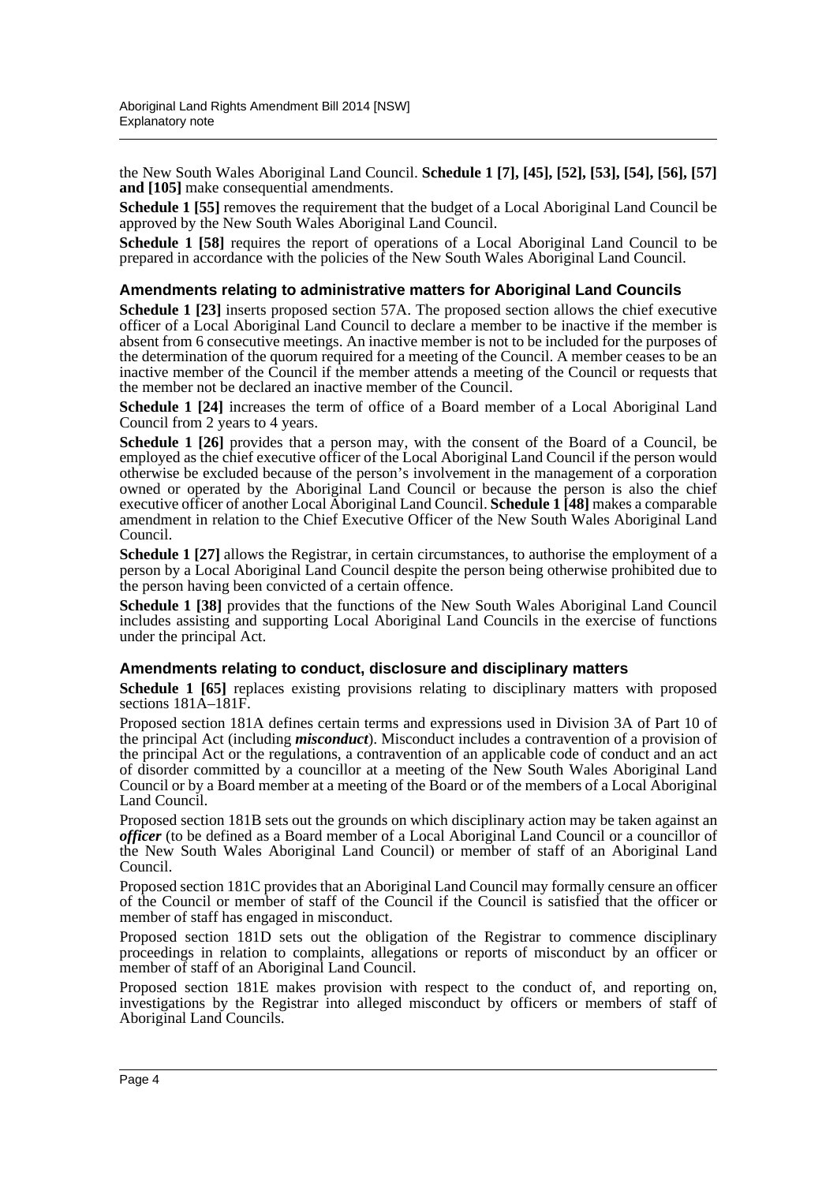the New South Wales Aboriginal Land Council. **Schedule 1 [7], [45], [52], [53], [54], [56], [57] and [105]** make consequential amendments.

**Schedule 1 [55]** removes the requirement that the budget of a Local Aboriginal Land Council be approved by the New South Wales Aboriginal Land Council.

**Schedule 1 [58]** requires the report of operations of a Local Aboriginal Land Council to be prepared in accordance with the policies of the New South Wales Aboriginal Land Council.

### Amendments relating to administrative matters for Aboriginal Land Councils

**Schedule 1 [23]** inserts proposed section 57A. The proposed section allows the chief executive officer of a Local Aboriginal Land Council to declare a member to be inactive if the member is absent from 6 consecutive meetings. An inactive member is not to be included for the purposes of the determination of the quorum required for a meeting of the Council. A member ceases to be an inactive member of the Council if the member attends a meeting of the Council or requests that the member not be declared an inactive member of the Council.

**Schedule 1 [24]** increases the term of office of a Board member of a Local Aboriginal Land Council from 2 years to 4 years.

**Schedule 1 [26]** provides that a person may, with the consent of the Board of a Council, be employed as the chief executive officer of the Local Aboriginal Land Council if the person would otherwise be excluded because of the person's involvement in the management of a corporation owned or operated by the Aboriginal Land Council or because the person is also the chief executive officer of another Local Aboriginal Land Council. **Schedule 1 [48]** makes a comparable amendment in relation to the Chief Executive Officer of the New South Wales Aboriginal Land Council.

**Schedule 1 [27]** allows the Registrar, in certain circumstances, to authorise the employment of a person by a Local Aboriginal Land Council despite the person being otherwise prohibited due to the person having been convicted of a certain offence.

**Schedule 1 [38]** provides that the functions of the New South Wales Aboriginal Land Council includes assisting and supporting Local Aboriginal Land Councils in the exercise of functions under the principal Act.

### Amendments relating to conduct, disclosure and disciplinary matters

**Schedule 1 [65]** replaces existing provisions relating to disciplinary matters with proposed sections 181A–181F.

Proposed section 181A defines certain terms and expressions used in Division 3A of Part 10 of the principal Act (including ***misconduct***). Misconduct includes a contravention of a provision of the principal Act or the regulations, a contravention of an applicable code of conduct and an act of disorder committed by a councillor at a meeting of the New South Wales Aboriginal Land Council or by a Board member at a meeting of the Board or of the members of a Local Aboriginal Land Council.

Proposed section 181B sets out the grounds on which disciplinary action may be taken against an ***officer*** (to be defined as a Board member of a Local Aboriginal Land Council or a councillor of the New South Wales Aboriginal Land Council) or member of staff of an Aboriginal Land Council.

Proposed section 181C provides that an Aboriginal Land Council may formally censure an officer of the Council or member of staff of the Council if the Council is satisfied that the officer or member of staff has engaged in misconduct.

Proposed section 181D sets out the obligation of the Registrar to commence disciplinary proceedings in relation to complaints, allegations or reports of misconduct by an officer or member of staff of an Aboriginal Land Council.

Proposed section 181E makes provision with respect to the conduct of, and reporting on, investigations by the Registrar into alleged misconduct by officers or members of staff of Aboriginal Land Councils.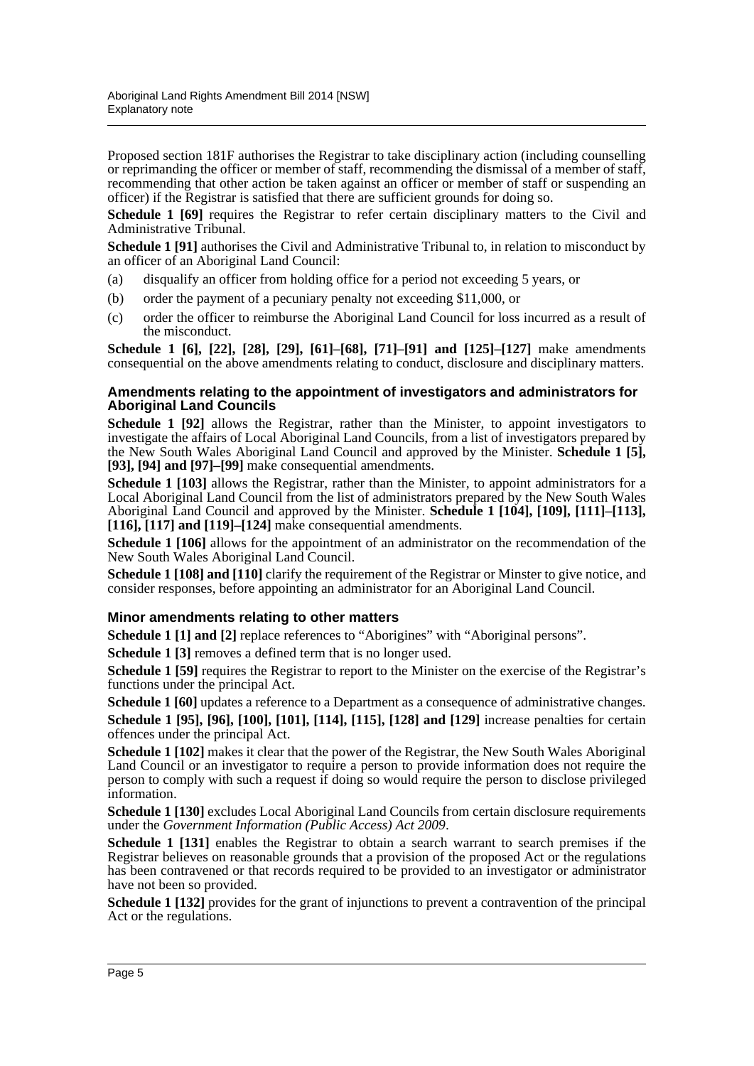Proposed section 181F authorises the Registrar to take disciplinary action (including counselling or reprimanding the officer or member of staff, recommending the dismissal of a member of staff, recommending that other action be taken against an officer or member of staff or suspending an officer) if the Registrar is satisfied that there are sufficient grounds for doing so.

**Schedule 1 [69]** requires the Registrar to refer certain disciplinary matters to the Civil and Administrative Tribunal.

**Schedule 1 [91]** authorises the Civil and Administrative Tribunal to, in relation to misconduct by an officer of an Aboriginal Land Council:

- (a) disqualify an officer from holding office for a period not exceeding 5 years, or
- (b) order the payment of a pecuniary penalty not exceeding $11,000, or
- (c) order the officer to reimburse the Aboriginal Land Council for loss incurred as a result of the misconduct.

**Schedule 1 [6], [22], [28], [29], [61]–[68], [71]–[91] and [125]–[127]** make amendments consequential on the above amendments relating to conduct, disclosure and disciplinary matters.

### Amendments relating to the appointment of investigators and administrators for Aboriginal Land Councils

**Schedule 1 [92]** allows the Registrar, rather than the Minister, to appoint investigators to investigate the affairs of Local Aboriginal Land Councils, from a list of investigators prepared by the New South Wales Aboriginal Land Council and approved by the Minister. **Schedule 1 [5], [93], [94] and [97]–[99]** make consequential amendments.

**Schedule 1 [103]** allows the Registrar, rather than the Minister, to appoint administrators for a Local Aboriginal Land Council from the list of administrators prepared by the New South Wales Aboriginal Land Council and approved by the Minister. **Schedule 1 [104], [109], [111]–[113], [116], [117] and [119]–[124]** make consequential amendments.

**Schedule 1 [106]** allows for the appointment of an administrator on the recommendation of the New South Wales Aboriginal Land Council.

**Schedule 1 [108] and [110]** clarify the requirement of the Registrar or Minster to give notice, and consider responses, before appointing an administrator for an Aboriginal Land Council.

### Minor amendments relating to other matters

**Schedule 1 [1] and [2]** replace references to "Aborigines" with "Aboriginal persons".

**Schedule 1 [3]** removes a defined term that is no longer used.

**Schedule 1 [59]** requires the Registrar to report to the Minister on the exercise of the Registrar's functions under the principal Act.

**Schedule 1 [60]** updates a reference to a Department as a consequence of administrative changes.

**Schedule 1 [95], [96], [100], [101], [114], [115], [128] and [129]** increase penalties for certain offences under the principal Act.

**Schedule 1 [102]** makes it clear that the power of the Registrar, the New South Wales Aboriginal Land Council or an investigator to require a person to provide information does not require the person to comply with such a request if doing so would require the person to disclose privileged information.

**Schedule 1 [130]** excludes Local Aboriginal Land Councils from certain disclosure requirements under the *Government Information (Public Access) Act 2009*.

**Schedule 1 [131]** enables the Registrar to obtain a search warrant to search premises if the Registrar believes on reasonable grounds that a provision of the proposed Act or the regulations has been contravened or that records required to be provided to an investigator or administrator have not been so provided.

**Schedule 1 [132]** provides for the grant of injunctions to prevent a contravention of the principal Act or the regulations.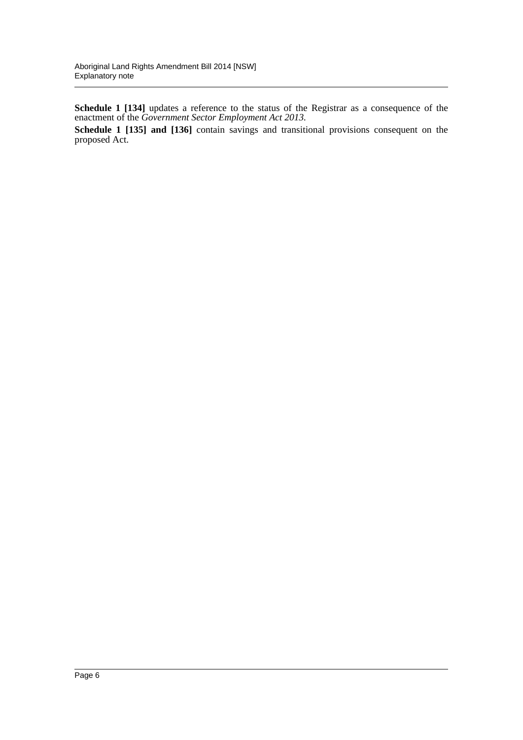**Schedule 1 [134]** updates a reference to the status of the Registrar as a consequence of the enactment of the *Government Sector Employment Act 2013*.

**Schedule 1 [135] and [136]** contain savings and transitional provisions consequent on the proposed Act.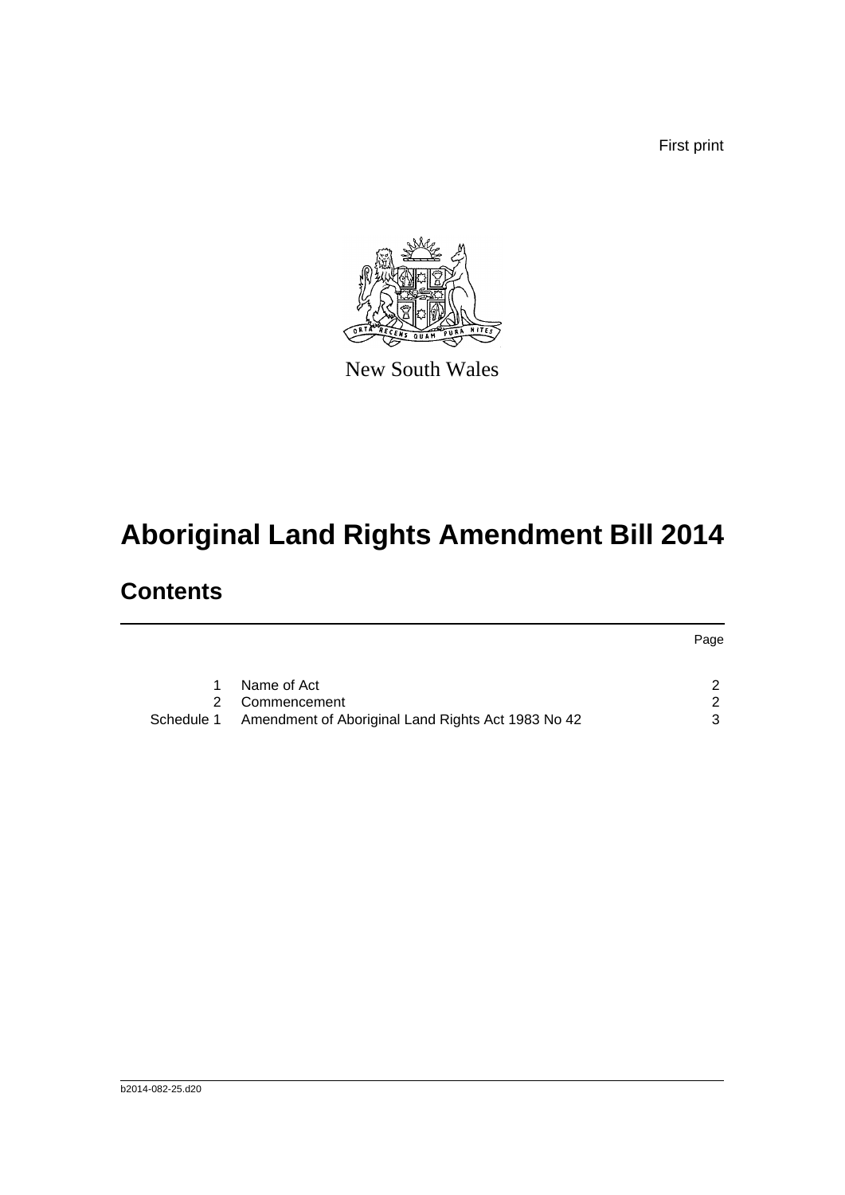First print

New South Wales

# Aboriginal Land Rights Amendment Bill 2014

## Contents

| | | Page |
|---|---|---|
| 1 | Name of Act | 2 |
| 2 | Commencement | 2 |
| Schedule 1 | Amendment of Aboriginal Land Rights Act 1983 No 42 | 3 |

b2014-082-25.d20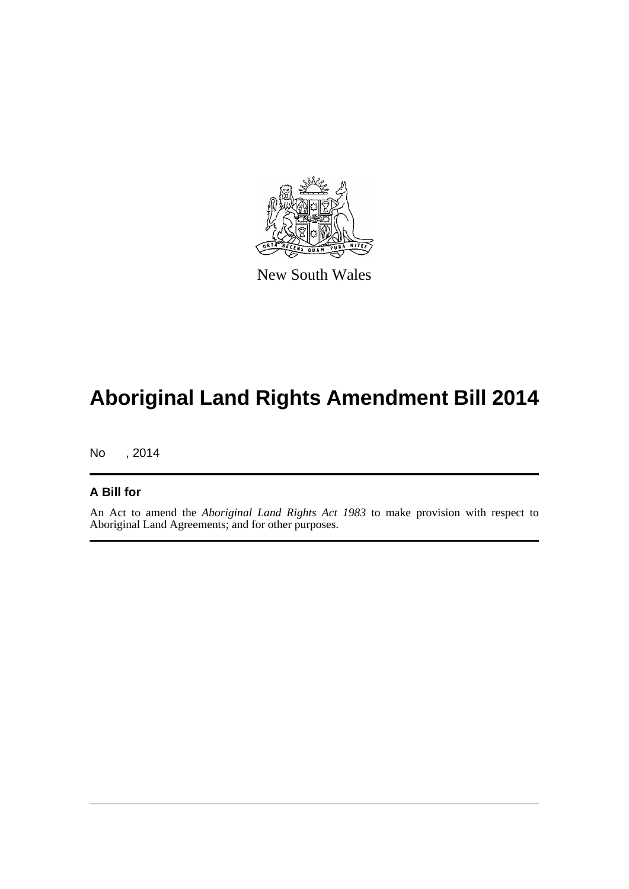New South Wales

# Aboriginal Land Rights Amendment Bill 2014

No , 2014

## A Bill for

An Act to amend the *Aboriginal Land Rights Act 1983* to make provision with respect to Aboriginal Land Agreements; and for other purposes.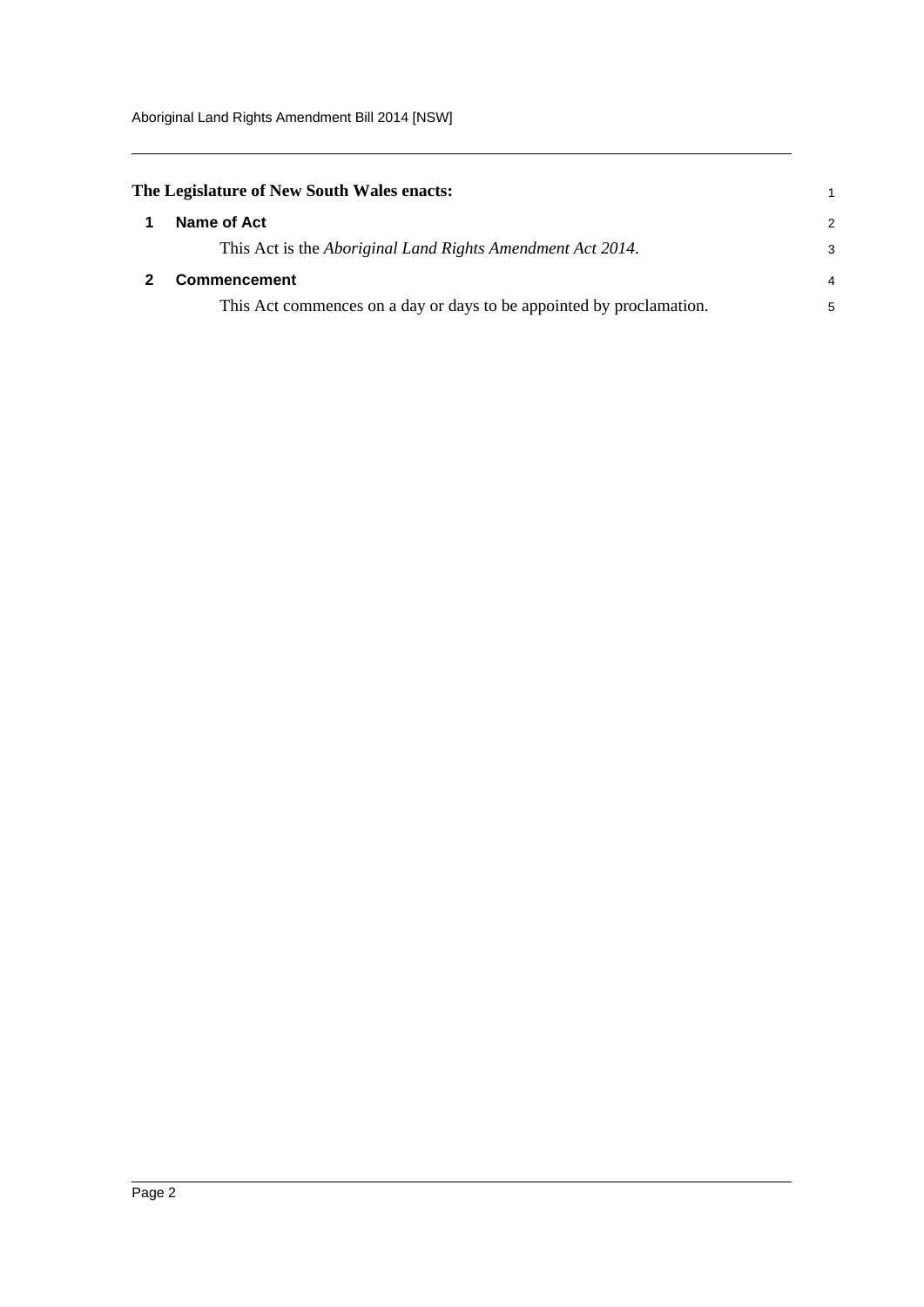**The Legislature of New South Wales enacts:**

## 1 Name of Act

This Act is the *Aboriginal Land Rights Amendment Act 2014*.

## 2 Commencement

This Act commences on a day or days to be appointed by proclamation.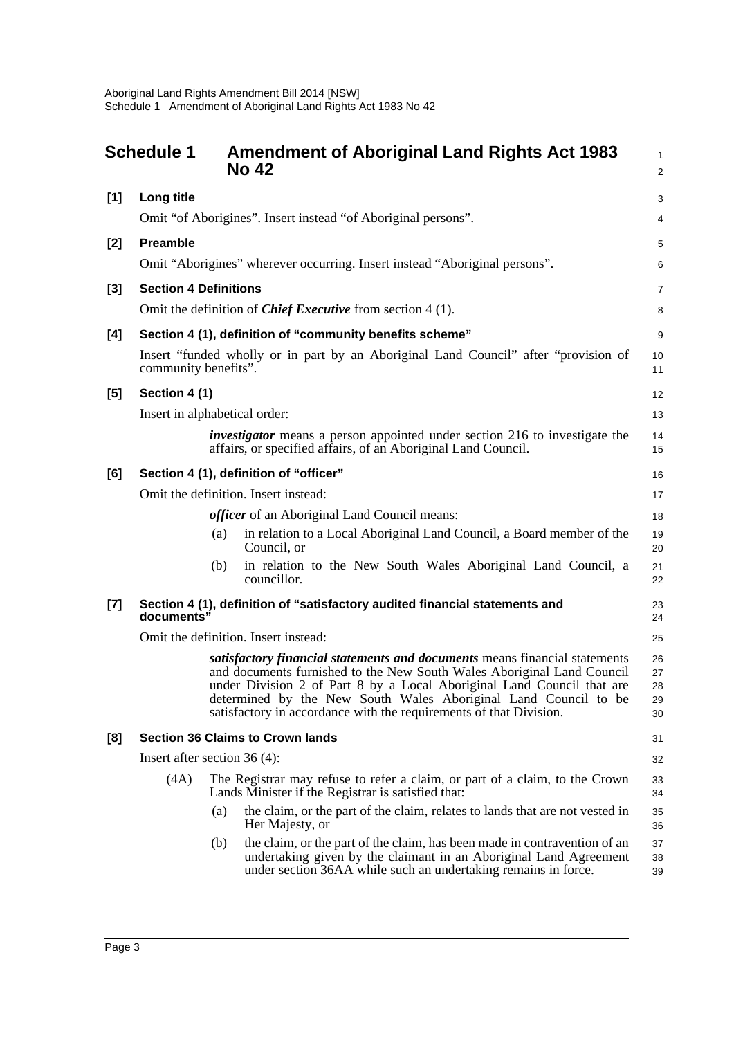## Schedule 1 Amendment of Aboriginal Land Rights Act 1983 No 42

**[1] Long title**

Omit "of Aborigines". Insert instead "of Aboriginal persons".

**[2] Preamble**

Omit "Aborigines" wherever occurring. Insert instead "Aboriginal persons".

**[3] Section 4 Definitions**

Omit the definition of ***Chief Executive*** from section 4 (1).

**[4] Section 4 (1), definition of "community benefits scheme"**

Insert "funded wholly or in part by an Aboriginal Land Council" after "provision of community benefits".

**[5] Section 4 (1)**

Insert in alphabetical order:

> ***investigator*** means a person appointed under section 216 to investigate the affairs, or specified affairs, of an Aboriginal Land Council.

**[6] Section 4 (1), definition of "officer"**

Omit the definition. Insert instead:

> ***officer*** of an Aboriginal Land Council means:
>
> (a) in relation to a Local Aboriginal Land Council, a Board member of the Council, or
>
> (b) in relation to the New South Wales Aboriginal Land Council, a councillor.

**[7] Section 4 (1), definition of "satisfactory audited financial statements and documents"**

Omit the definition. Insert instead:

> ***satisfactory financial statements and documents*** means financial statements and documents furnished to the New South Wales Aboriginal Land Council under Division 2 of Part 8 by a Local Aboriginal Land Council that are determined by the New South Wales Aboriginal Land Council to be satisfactory in accordance with the requirements of that Division.

**[8] Section 36 Claims to Crown lands**

Insert after section 36 (4):

> (4A) The Registrar may refuse to refer a claim, or part of a claim, to the Crown Lands Minister if the Registrar is satisfied that:
>
> (a) the claim, or the part of the claim, relates to lands that are not vested in Her Majesty, or
>
> (b) the claim, or the part of the claim, has been made in contravention of an undertaking given by the claimant in an Aboriginal Land Agreement under section 36AA while such an undertaking remains in force.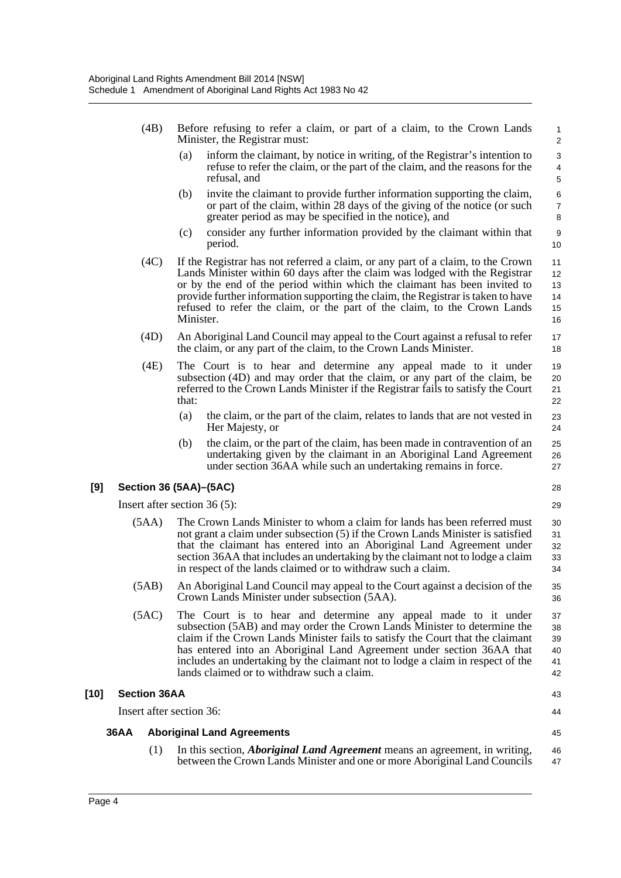(4B) Before refusing to refer a claim, or part of a claim, to the Crown Lands Minister, the Registrar must:

(a) inform the claimant, by notice in writing, of the Registrar's intention to refuse to refer the claim, or the part of the claim, and the reasons for the refusal, and

(b) invite the claimant to provide further information supporting the claim, or part of the claim, within 28 days of the giving of the notice (or such greater period as may be specified in the notice), and

(c) consider any further information provided by the claimant within that period.

(4C) If the Registrar has not referred a claim, or any part of a claim, to the Crown Lands Minister within 60 days after the claim was lodged with the Registrar or by the end of the period within which the claimant has been invited to provide further information supporting the claim, the Registrar is taken to have refused to refer the claim, or the part of the claim, to the Crown Lands Minister.

(4D) An Aboriginal Land Council may appeal to the Court against a refusal to refer the claim, or any part of the claim, to the Crown Lands Minister.

(4E) The Court is to hear and determine any appeal made to it under subsection (4D) and may order that the claim, or any part of the claim, be referred to the Crown Lands Minister if the Registrar fails to satisfy the Court that:

(a) the claim, or the part of the claim, relates to lands that are not vested in Her Majesty, or

(b) the claim, or the part of the claim, has been made in contravention of an undertaking given by the claimant in an Aboriginal Land Agreement under section 36AA while such an undertaking remains in force.

**[9] Section 36 (5AA)–(5AC)**

Insert after section 36 (5):

(5AA) The Crown Lands Minister to whom a claim for lands has been referred must not grant a claim under subsection (5) if the Crown Lands Minister is satisfied that the claimant has entered into an Aboriginal Land Agreement under section 36AA that includes an undertaking by the claimant not to lodge a claim in respect of the lands claimed or to withdraw such a claim.

(5AB) An Aboriginal Land Council may appeal to the Court against a decision of the Crown Lands Minister under subsection (5AA).

(5AC) The Court is to hear and determine any appeal made to it under subsection (5AB) and may order the Crown Lands Minister to determine the claim if the Crown Lands Minister fails to satisfy the Court that the claimant has entered into an Aboriginal Land Agreement under section 36AA that includes an undertaking by the claimant not to lodge a claim in respect of the lands claimed or to withdraw such a claim.

**[10] Section 36AA**

Insert after section 36:

**36AA Aboriginal Land Agreements**

(1) In this section, ***Aboriginal Land Agreement*** means an agreement, in writing, between the Crown Lands Minister and one or more Aboriginal Land Councils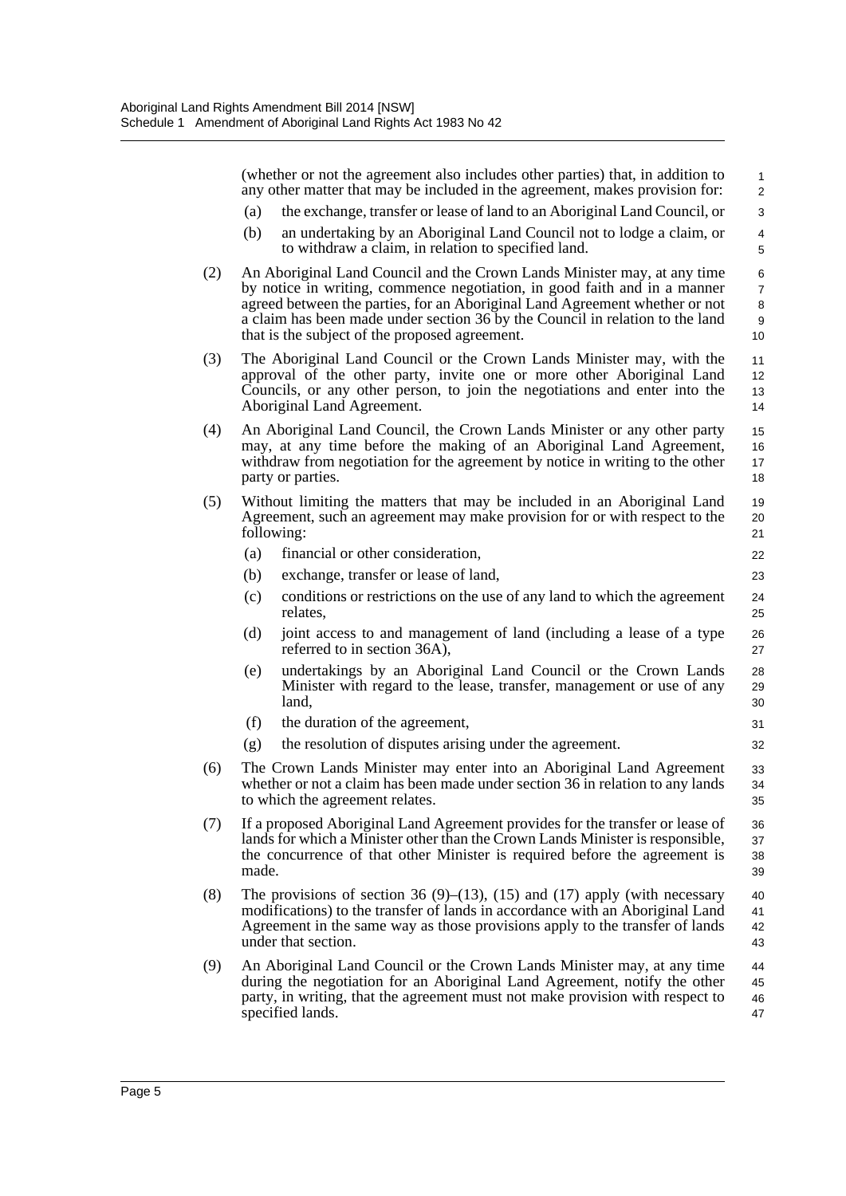(whether or not the agreement also includes other parties) that, in addition to any other matter that may be included in the agreement, makes provision for:

(a) the exchange, transfer or lease of land to an Aboriginal Land Council, or

(b) an undertaking by an Aboriginal Land Council not to lodge a claim, or to withdraw a claim, in relation to specified land.

(2) An Aboriginal Land Council and the Crown Lands Minister may, at any time by notice in writing, commence negotiation, in good faith and in a manner agreed between the parties, for an Aboriginal Land Agreement whether or not a claim has been made under section 36 by the Council in relation to the land that is the subject of the proposed agreement.

(3) The Aboriginal Land Council or the Crown Lands Minister may, with the approval of the other party, invite one or more other Aboriginal Land Councils, or any other person, to join the negotiations and enter into the Aboriginal Land Agreement.

(4) An Aboriginal Land Council, the Crown Lands Minister or any other party may, at any time before the making of an Aboriginal Land Agreement, withdraw from negotiation for the agreement by notice in writing to the other party or parties.

(5) Without limiting the matters that may be included in an Aboriginal Land Agreement, such an agreement may make provision for or with respect to the following:

(a) financial or other consideration,

(b) exchange, transfer or lease of land,

(c) conditions or restrictions on the use of any land to which the agreement relates,

(d) joint access to and management of land (including a lease of a type referred to in section 36A),

(e) undertakings by an Aboriginal Land Council or the Crown Lands Minister with regard to the lease, transfer, management or use of any land,

(f) the duration of the agreement,

(g) the resolution of disputes arising under the agreement.

(6) The Crown Lands Minister may enter into an Aboriginal Land Agreement whether or not a claim has been made under section 36 in relation to any lands to which the agreement relates.

(7) If a proposed Aboriginal Land Agreement provides for the transfer or lease of lands for which a Minister other than the Crown Lands Minister is responsible, the concurrence of that other Minister is required before the agreement is made.

(8) The provisions of section 36 (9)–(13), (15) and (17) apply (with necessary modifications) to the transfer of lands in accordance with an Aboriginal Land Agreement in the same way as those provisions apply to the transfer of lands under that section.

(9) An Aboriginal Land Council or the Crown Lands Minister may, at any time during the negotiation for an Aboriginal Land Agreement, notify the other party, in writing, that the agreement must not make provision with respect to specified lands.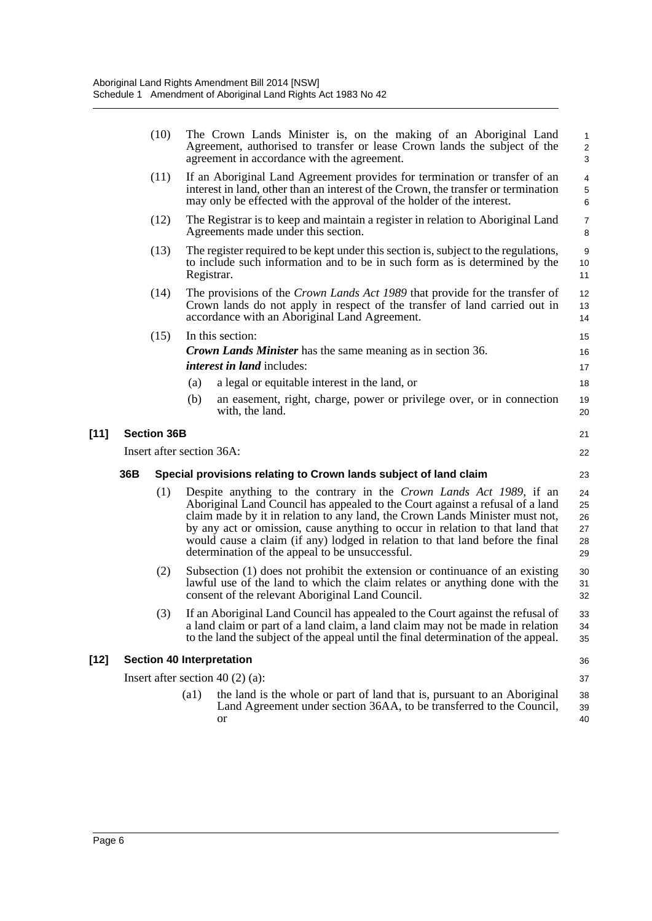(10) The Crown Lands Minister is, on the making of an Aboriginal Land Agreement, authorised to transfer or lease Crown lands the subject of the agreement in accordance with the agreement.

(11) If an Aboriginal Land Agreement provides for termination or transfer of an interest in land, other than an interest of the Crown, the transfer or termination may only be effected with the approval of the holder of the interest.

(12) The Registrar is to keep and maintain a register in relation to Aboriginal Land Agreements made under this section.

(13) The register required to be kept under this section is, subject to the regulations, to include such information and to be in such form as is determined by the Registrar.

(14) The provisions of the *Crown Lands Act 1989* that provide for the transfer of Crown lands do not apply in respect of the transfer of land carried out in accordance with an Aboriginal Land Agreement.

(15) In this section:

***Crown Lands Minister*** has the same meaning as in section 36.

***interest in land*** includes:

(a) a legal or equitable interest in the land, or

(b) an easement, right, charge, power or privilege over, or in connection with, the land.

**[11] Section 36B**

Insert after section 36A:

**36B Special provisions relating to Crown lands subject of land claim**

(1) Despite anything to the contrary in the *Crown Lands Act 1989*, if an Aboriginal Land Council has appealed to the Court against a refusal of a land claim made by it in relation to any land, the Crown Lands Minister must not, by any act or omission, cause anything to occur in relation to that land that would cause a claim (if any) lodged in relation to that land before the final determination of the appeal to be unsuccessful.

(2) Subsection (1) does not prohibit the extension or continuance of an existing lawful use of the land to which the claim relates or anything done with the consent of the relevant Aboriginal Land Council.

(3) If an Aboriginal Land Council has appealed to the Court against the refusal of a land claim or part of a land claim, a land claim may not be made in relation to the land the subject of the appeal until the final determination of the appeal.

**[12] Section 40 Interpretation**

Insert after section 40 (2) (a):

(a1) the land is the whole or part of land that is, pursuant to an Aboriginal Land Agreement under section 36AA, to be transferred to the Council, or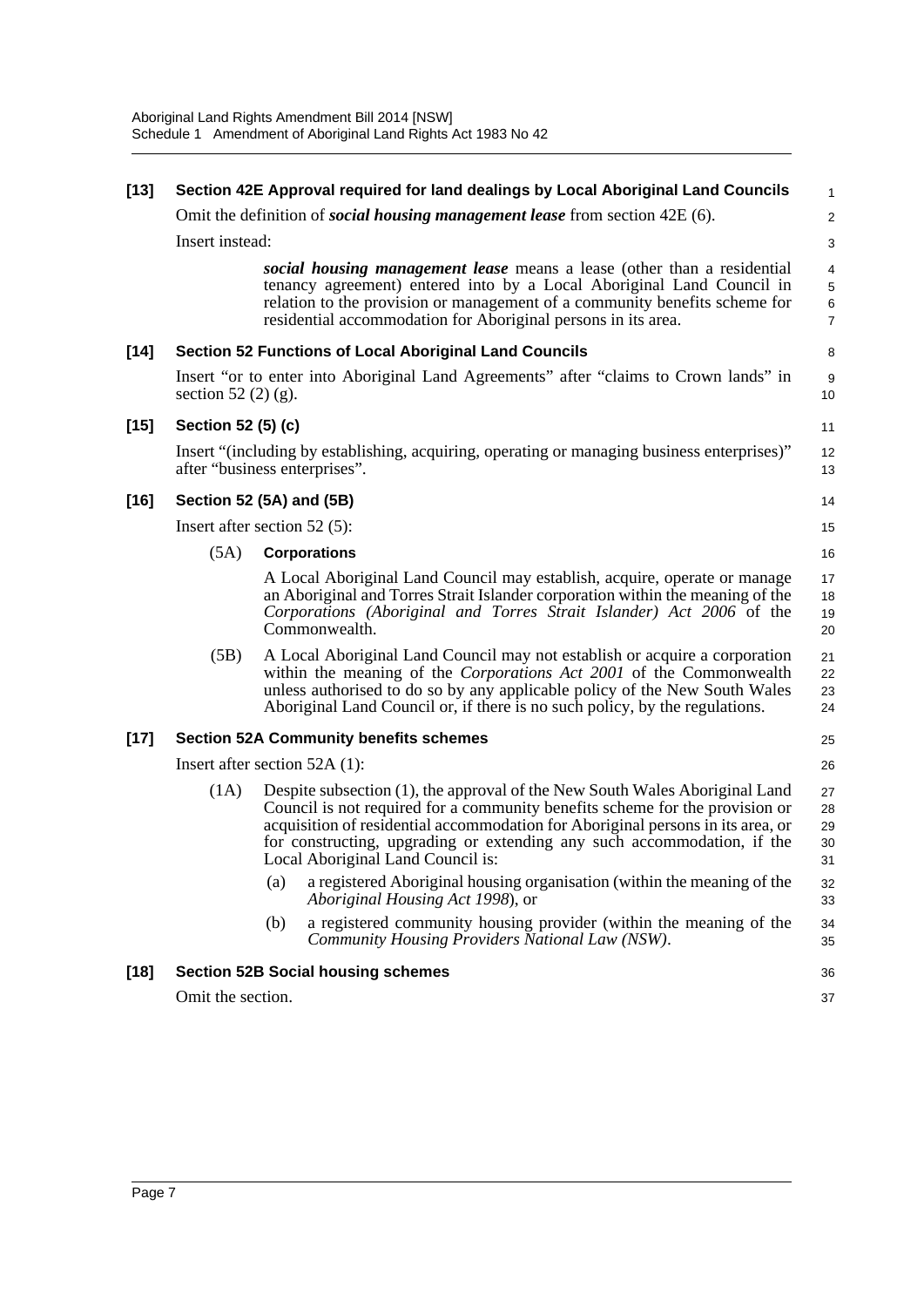**[13] Section 42E Approval required for land dealings by Local Aboriginal Land Councils**

Omit the definition of ***social housing management lease*** from section 42E (6).

Insert instead:

> ***social housing management lease*** means a lease (other than a residential tenancy agreement) entered into by a Local Aboriginal Land Council in relation to the provision or management of a community benefits scheme for residential accommodation for Aboriginal persons in its area.

**[14] Section 52 Functions of Local Aboriginal Land Councils**

Insert "or to enter into Aboriginal Land Agreements" after "claims to Crown lands" in section 52 (2) (g).

**[15] Section 52 (5) (c)**

Insert "(including by establishing, acquiring, operating or managing business enterprises)" after "business enterprises".

**[16] Section 52 (5A) and (5B)**

Insert after section 52 (5):

(5A) **Corporations**

A Local Aboriginal Land Council may establish, acquire, operate or manage an Aboriginal and Torres Strait Islander corporation within the meaning of the *Corporations (Aboriginal and Torres Strait Islander) Act 2006* of the Commonwealth.

(5B) A Local Aboriginal Land Council may not establish or acquire a corporation within the meaning of the *Corporations Act 2001* of the Commonwealth unless authorised to do so by any applicable policy of the New South Wales Aboriginal Land Council or, if there is no such policy, by the regulations.

**[17] Section 52A Community benefits schemes**

Insert after section 52A (1):

(1A) Despite subsection (1), the approval of the New South Wales Aboriginal Land Council is not required for a community benefits scheme for the provision or acquisition of residential accommodation for Aboriginal persons in its area, or for constructing, upgrading or extending any such accommodation, if the Local Aboriginal Land Council is:

(a) a registered Aboriginal housing organisation (within the meaning of the *Aboriginal Housing Act 1998*), or

(b) a registered community housing provider (within the meaning of the *Community Housing Providers National Law (NSW)*.

**[18] Section 52B Social housing schemes**

Omit the section.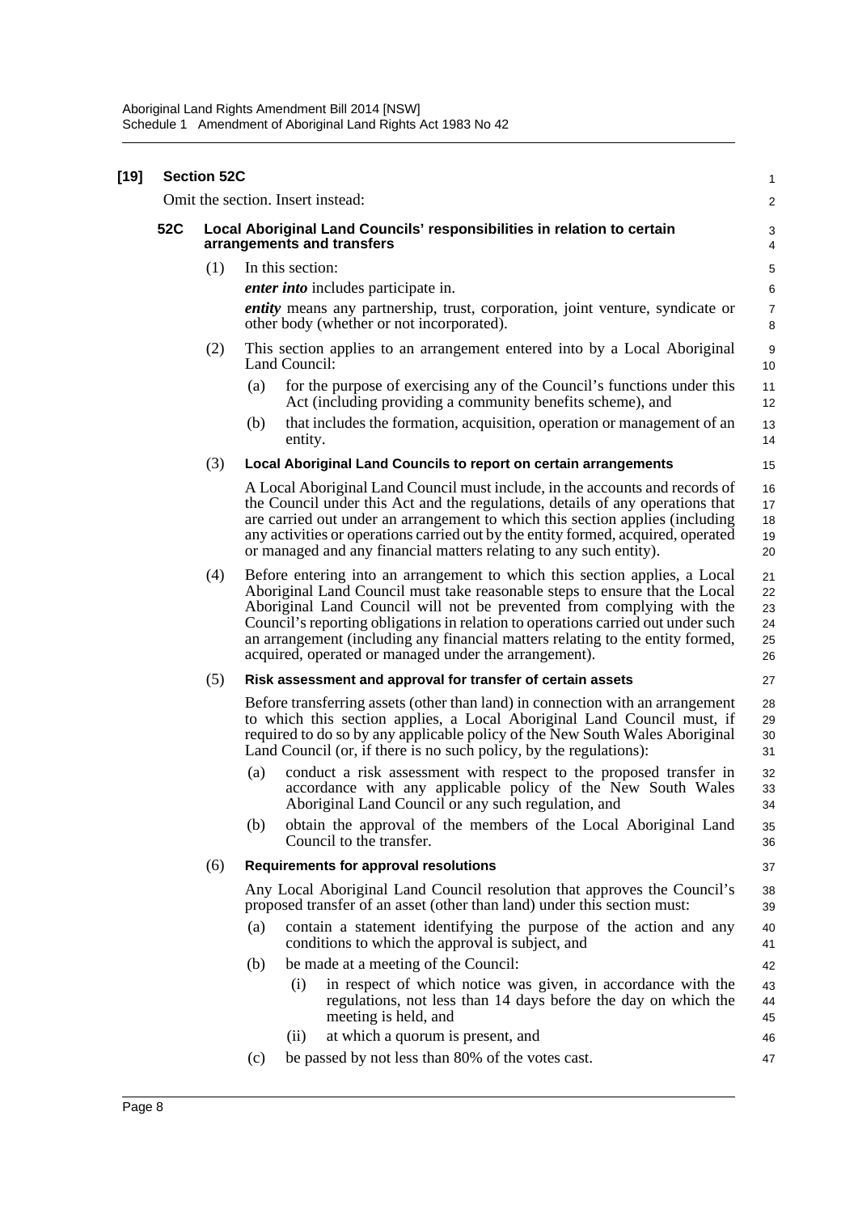**[19] Section 52C**

Omit the section. Insert instead:

### 52C Local Aboriginal Land Councils' responsibilities in relation to certain arrangements and transfers

(1) In this section:

***enter into*** includes participate in.

***entity*** means any partnership, trust, corporation, joint venture, syndicate or other body (whether or not incorporated).

(2) This section applies to an arrangement entered into by a Local Aboriginal Land Council:

- (a) for the purpose of exercising any of the Council's functions under this Act (including providing a community benefits scheme), and
- (b) that includes the formation, acquisition, operation or management of an entity.

(3) **Local Aboriginal Land Councils to report on certain arrangements**

A Local Aboriginal Land Council must include, in the accounts and records of the Council under this Act and the regulations, details of any operations that are carried out under an arrangement to which this section applies (including any activities or operations carried out by the entity formed, acquired, operated or managed and any financial matters relating to any such entity).

(4) Before entering into an arrangement to which this section applies, a Local Aboriginal Land Council must take reasonable steps to ensure that the Local Aboriginal Land Council will not be prevented from complying with the Council's reporting obligations in relation to operations carried out under such an arrangement (including any financial matters relating to the entity formed, acquired, operated or managed under the arrangement).

(5) **Risk assessment and approval for transfer of certain assets**

Before transferring assets (other than land) in connection with an arrangement to which this section applies, a Local Aboriginal Land Council must, if required to do so by any applicable policy of the New South Wales Aboriginal Land Council (or, if there is no such policy, by the regulations):

- (a) conduct a risk assessment with respect to the proposed transfer in accordance with any applicable policy of the New South Wales Aboriginal Land Council or any such regulation, and
- (b) obtain the approval of the members of the Local Aboriginal Land Council to the transfer.

(6) **Requirements for approval resolutions**

Any Local Aboriginal Land Council resolution that approves the Council's proposed transfer of an asset (other than land) under this section must:

- (a) contain a statement identifying the purpose of the action and any conditions to which the approval is subject, and
- (b) be made at a meeting of the Council:
  - (i) in respect of which notice was given, in accordance with the regulations, not less than 14 days before the day on which the meeting is held, and
  - (ii) at which a quorum is present, and
- (c) be passed by not less than 80% of the votes cast.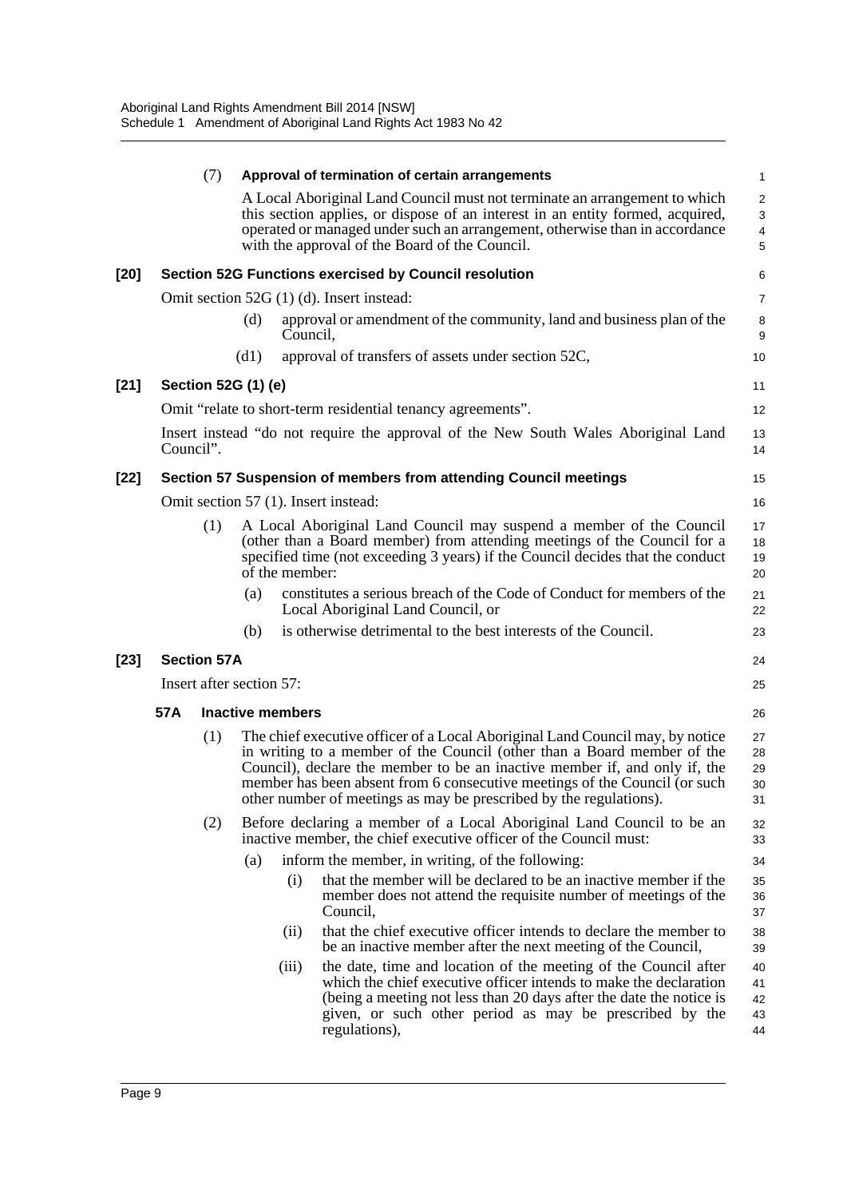(7) **Approval of termination of certain arrangements**

A Local Aboriginal Land Council must not terminate an arrangement to which this section applies, or dispose of an interest in an entity formed, acquired, operated or managed under such an arrangement, otherwise than in accordance with the approval of the Board of the Council.

**[20] Section 52G Functions exercised by Council resolution**

Omit section 52G (1) (d). Insert instead:

(d) approval or amendment of the community, land and business plan of the Council,

(d1) approval of transfers of assets under section 52C,

**[21] Section 52G (1) (e)**

Omit "relate to short-term residential tenancy agreements".

Insert instead "do not require the approval of the New South Wales Aboriginal Land Council".

**[22] Section 57 Suspension of members from attending Council meetings**

Omit section 57 (1). Insert instead:

(1) A Local Aboriginal Land Council may suspend a member of the Council (other than a Board member) from attending meetings of the Council for a specified time (not exceeding 3 years) if the Council decides that the conduct of the member:

(a) constitutes a serious breach of the Code of Conduct for members of the Local Aboriginal Land Council, or

(b) is otherwise detrimental to the best interests of the Council.

**[23] Section 57A**

Insert after section 57:

**57A Inactive members**

(1) The chief executive officer of a Local Aboriginal Land Council may, by notice in writing to a member of the Council (other than a Board member of the Council), declare the member to be an inactive member if, and only if, the member has been absent from 6 consecutive meetings of the Council (or such other number of meetings as may be prescribed by the regulations).

(2) Before declaring a member of a Local Aboriginal Land Council to be an inactive member, the chief executive officer of the Council must:

(a) inform the member, in writing, of the following:

(i) that the member will be declared to be an inactive member if the member does not attend the requisite number of meetings of the Council,

(ii) that the chief executive officer intends to declare the member to be an inactive member after the next meeting of the Council,

(iii) the date, time and location of the meeting of the Council after which the chief executive officer intends to make the declaration (being a meeting not less than 20 days after the date the notice is given, or such other period as may be prescribed by the regulations),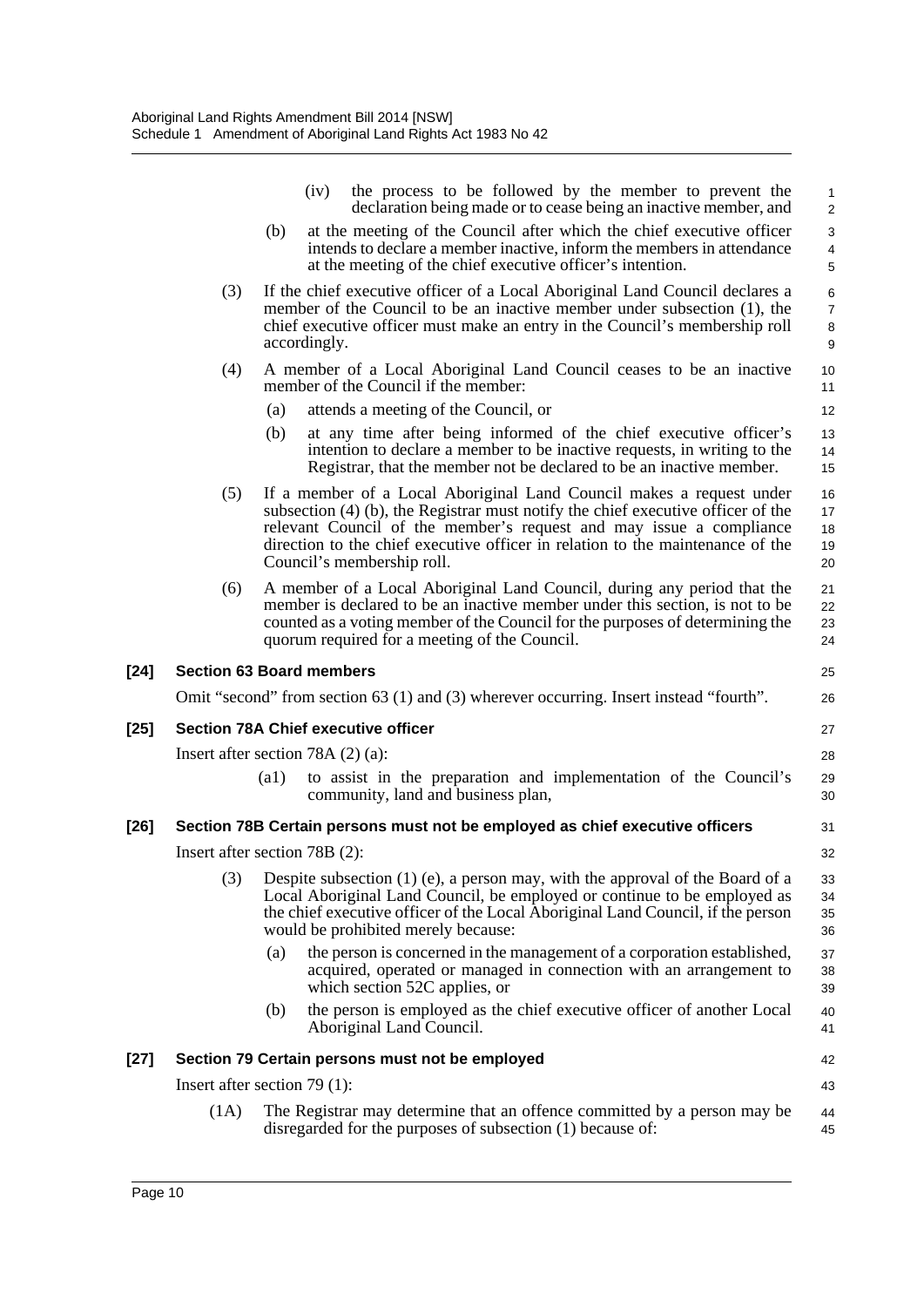(iv) the process to be followed by the member to prevent the declaration being made or to cease being an inactive member, and

(b) at the meeting of the Council after which the chief executive officer intends to declare a member inactive, inform the members in attendance at the meeting of the chief executive officer's intention.

(3) If the chief executive officer of a Local Aboriginal Land Council declares a member of the Council to be an inactive member under subsection (1), the chief executive officer must make an entry in the Council's membership roll accordingly.

(4) A member of a Local Aboriginal Land Council ceases to be an inactive member of the Council if the member:

(a) attends a meeting of the Council, or

(b) at any time after being informed of the chief executive officer's intention to declare a member to be inactive requests, in writing to the Registrar, that the member not be declared to be an inactive member.

(5) If a member of a Local Aboriginal Land Council makes a request under subsection (4) (b), the Registrar must notify the chief executive officer of the relevant Council of the member's request and may issue a compliance direction to the chief executive officer in relation to the maintenance of the Council's membership roll.

(6) A member of a Local Aboriginal Land Council, during any period that the member is declared to be an inactive member under this section, is not to be counted as a voting member of the Council for the purposes of determining the quorum required for a meeting of the Council.

**[24] Section 63 Board members**

Omit "second" from section 63 (1) and (3) wherever occurring. Insert instead "fourth".

**[25] Section 78A Chief executive officer**

Insert after section 78A (2) (a):

(a1) to assist in the preparation and implementation of the Council's community, land and business plan,

**[26] Section 78B Certain persons must not be employed as chief executive officers**

Insert after section 78B (2):

(3) Despite subsection (1) (e), a person may, with the approval of the Board of a Local Aboriginal Land Council, be employed or continue to be employed as the chief executive officer of the Local Aboriginal Land Council, if the person would be prohibited merely because:

(a) the person is concerned in the management of a corporation established, acquired, operated or managed in connection with an arrangement to which section 52C applies, or

(b) the person is employed as the chief executive officer of another Local Aboriginal Land Council.

**[27] Section 79 Certain persons must not be employed**

Insert after section 79 (1):

(1A) The Registrar may determine that an offence committed by a person may be disregarded for the purposes of subsection (1) because of: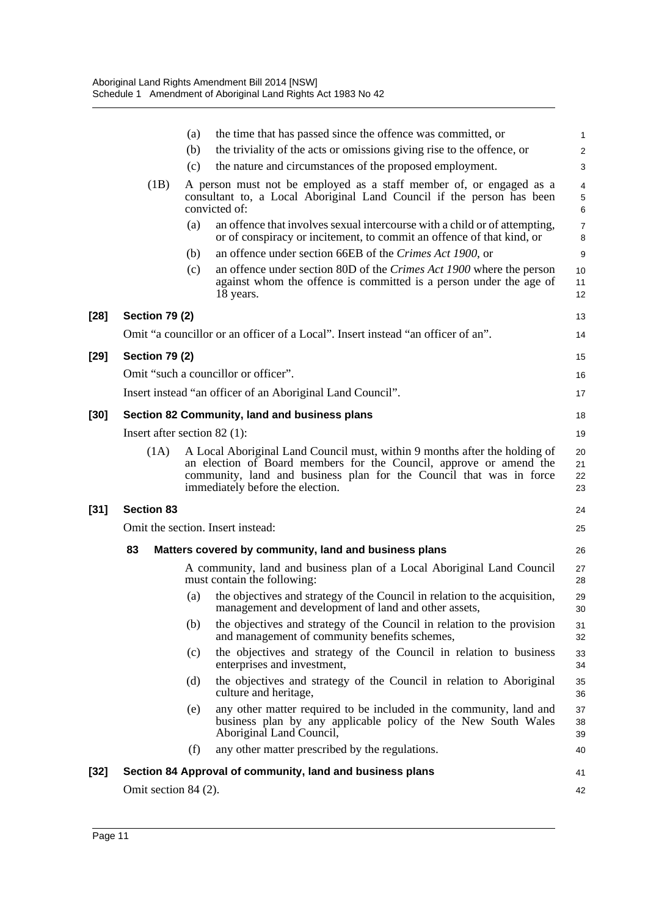(a) the time that has passed since the offence was committed, or

(b) the triviality of the acts or omissions giving rise to the offence, or

(c) the nature and circumstances of the proposed employment.

(1B) A person must not be employed as a staff member of, or engaged as a consultant to, a Local Aboriginal Land Council if the person has been convicted of:

(a) an offence that involves sexual intercourse with a child or of attempting, or of conspiracy or incitement, to commit an offence of that kind, or

(b) an offence under section 66EB of the *Crimes Act 1900*, or

(c) an offence under section 80D of the *Crimes Act 1900* where the person against whom the offence is committed is a person under the age of 18 years.

**[28] Section 79 (2)**

Omit "a councillor or an officer of a Local". Insert instead "an officer of an".

**[29] Section 79 (2)**

Omit "such a councillor or officer".

Insert instead "an officer of an Aboriginal Land Council".

**[30] Section 82 Community, land and business plans**

Insert after section 82 (1):

(1A) A Local Aboriginal Land Council must, within 9 months after the holding of an election of Board members for the Council, approve or amend the community, land and business plan for the Council that was in force immediately before the election.

**[31] Section 83**

Omit the section. Insert instead:

**83 Matters covered by community, land and business plans**

A community, land and business plan of a Local Aboriginal Land Council must contain the following:

(a) the objectives and strategy of the Council in relation to the acquisition, management and development of land and other assets,

(b) the objectives and strategy of the Council in relation to the provision and management of community benefits schemes,

(c) the objectives and strategy of the Council in relation to business enterprises and investment,

(d) the objectives and strategy of the Council in relation to Aboriginal culture and heritage,

(e) any other matter required to be included in the community, land and business plan by any applicable policy of the New South Wales Aboriginal Land Council,

(f) any other matter prescribed by the regulations.

**[32] Section 84 Approval of community, land and business plans**

Omit section 84 (2).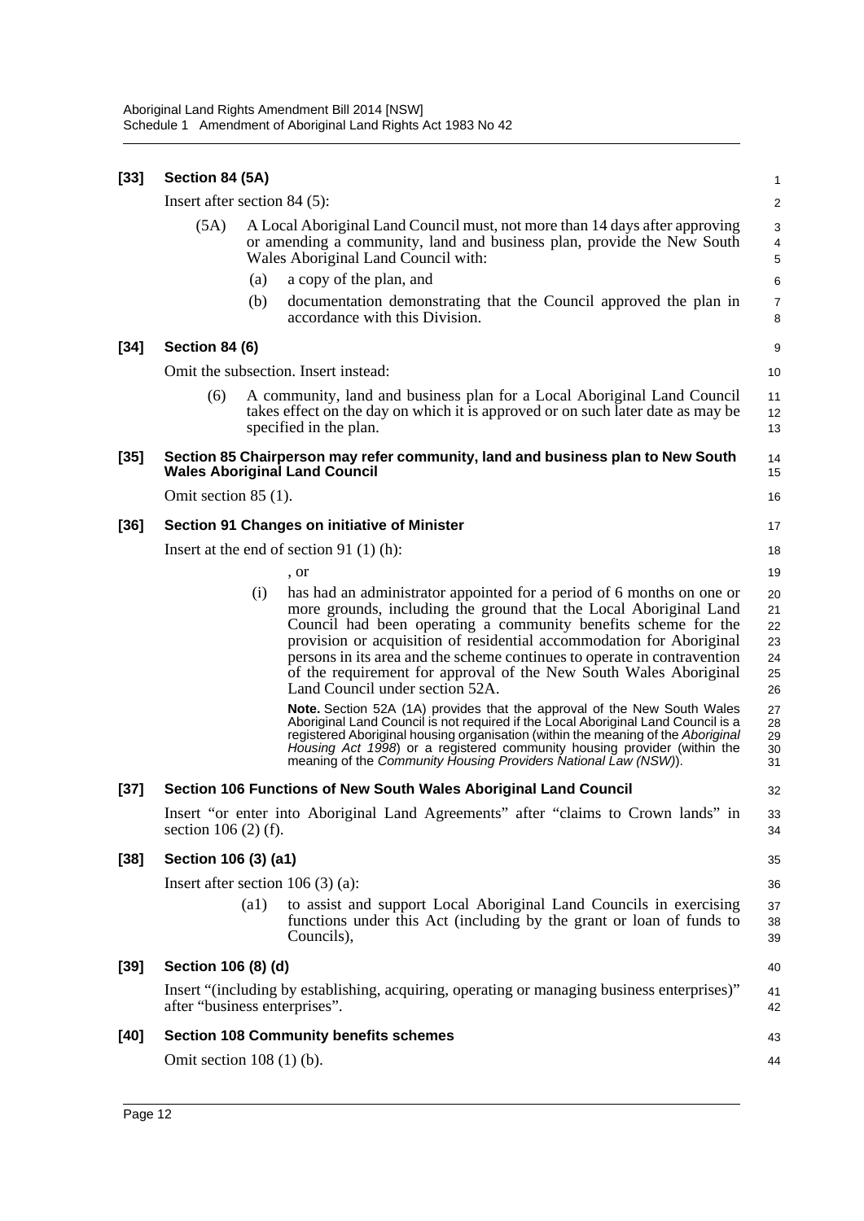**[33] Section 84 (5A)**

Insert after section 84 (5):

(5A) A Local Aboriginal Land Council must, not more than 14 days after approving or amending a community, land and business plan, provide the New South Wales Aboriginal Land Council with:

(a) a copy of the plan, and

(b) documentation demonstrating that the Council approved the plan in accordance with this Division.

**[34] Section 84 (6)**

Omit the subsection. Insert instead:

(6) A community, land and business plan for a Local Aboriginal Land Council takes effect on the day on which it is approved or on such later date as may be specified in the plan.

**[35] Section 85 Chairperson may refer community, land and business plan to New South Wales Aboriginal Land Council**

Omit section 85 (1).

**[36] Section 91 Changes on initiative of Minister**

Insert at the end of section 91 (1) (h):

, or

(i) has had an administrator appointed for a period of 6 months on one or more grounds, including the ground that the Local Aboriginal Land Council had been operating a community benefits scheme for the provision or acquisition of residential accommodation for Aboriginal persons in its area and the scheme continues to operate in contravention of the requirement for approval of the New South Wales Aboriginal Land Council under section 52A.

**Note.** Section 52A (1A) provides that the approval of the New South Wales Aboriginal Land Council is not required if the Local Aboriginal Land Council is a registered Aboriginal housing organisation (within the meaning of the *Aboriginal Housing Act 1998*) or a registered community housing provider (within the meaning of the *Community Housing Providers National Law (NSW)*).

**[37] Section 106 Functions of New South Wales Aboriginal Land Council**

Insert "or enter into Aboriginal Land Agreements" after "claims to Crown lands" in section 106 (2) (f).

**[38] Section 106 (3) (a1)**

Insert after section 106 (3) (a):

(a1) to assist and support Local Aboriginal Land Councils in exercising functions under this Act (including by the grant or loan of funds to Councils),

**[39] Section 106 (8) (d)**

Insert "(including by establishing, acquiring, operating or managing business enterprises)" after "business enterprises".

**[40] Section 108 Community benefits schemes**

Omit section 108 (1) (b).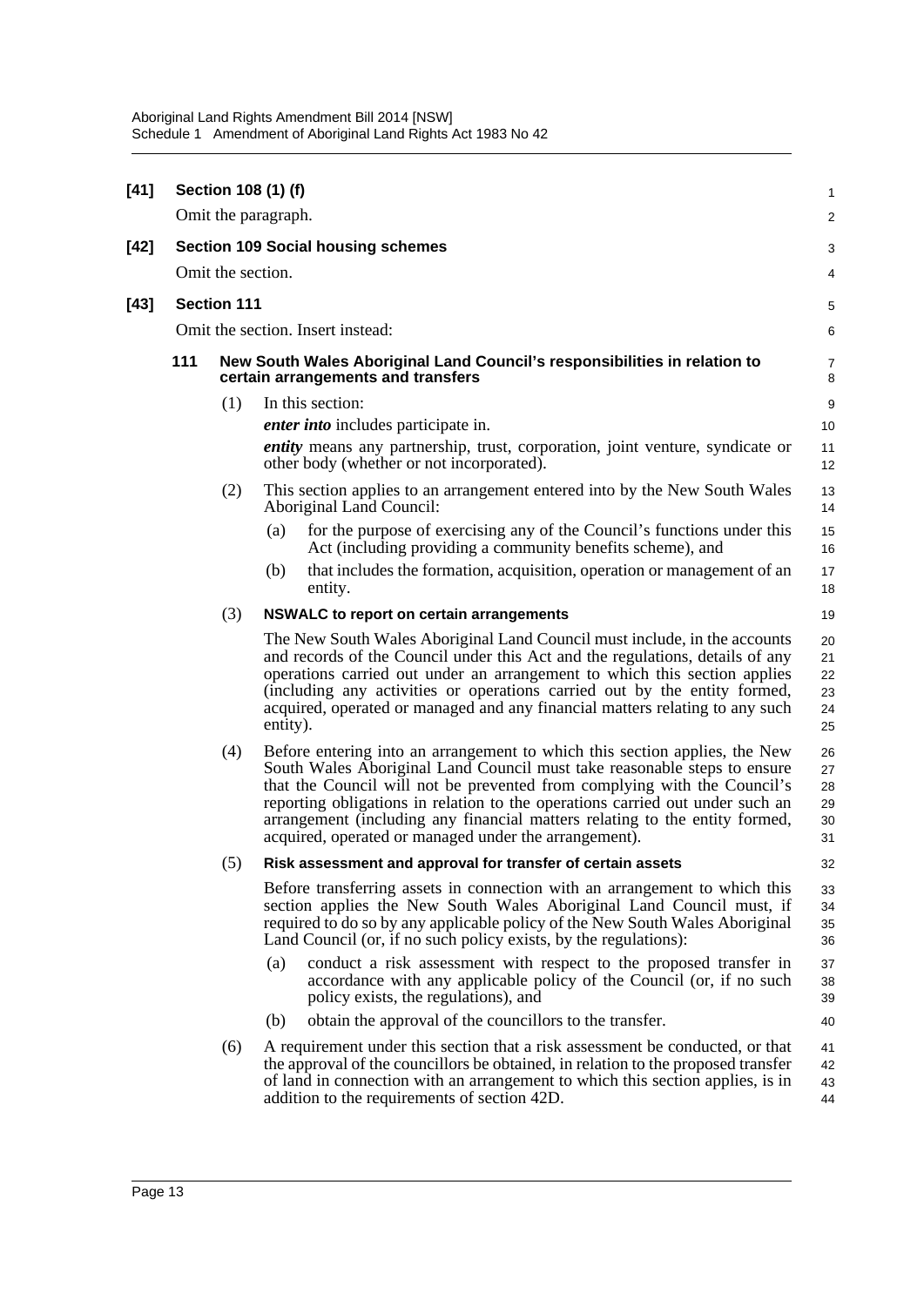**[41] Section 108 (1) (f)**

Omit the paragraph.

**[42] Section 109 Social housing schemes**

Omit the section.

**[43] Section 111**

Omit the section. Insert instead:

**111 New South Wales Aboriginal Land Council's responsibilities in relation to certain arrangements and transfers**

(1) In this section:

***enter into*** includes participate in.

***entity*** means any partnership, trust, corporation, joint venture, syndicate or other body (whether or not incorporated).

(2) This section applies to an arrangement entered into by the New South Wales Aboriginal Land Council:

(a) for the purpose of exercising any of the Council's functions under this Act (including providing a community benefits scheme), and

(b) that includes the formation, acquisition, operation or management of an entity.

(3) **NSWALC to report on certain arrangements**

The New South Wales Aboriginal Land Council must include, in the accounts and records of the Council under this Act and the regulations, details of any operations carried out under an arrangement to which this section applies (including any activities or operations carried out by the entity formed, acquired, operated or managed and any financial matters relating to any such entity).

(4) Before entering into an arrangement to which this section applies, the New South Wales Aboriginal Land Council must take reasonable steps to ensure that the Council will not be prevented from complying with the Council's reporting obligations in relation to the operations carried out under such an arrangement (including any financial matters relating to the entity formed, acquired, operated or managed under the arrangement).

(5) **Risk assessment and approval for transfer of certain assets**

Before transferring assets in connection with an arrangement to which this section applies the New South Wales Aboriginal Land Council must, if required to do so by any applicable policy of the New South Wales Aboriginal Land Council (or, if no such policy exists, by the regulations):

(a) conduct a risk assessment with respect to the proposed transfer in accordance with any applicable policy of the Council (or, if no such policy exists, the regulations), and

(b) obtain the approval of the councillors to the transfer.

(6) A requirement under this section that a risk assessment be conducted, or that the approval of the councillors be obtained, in relation to the proposed transfer of land in connection with an arrangement to which this section applies, is in addition to the requirements of section 42D.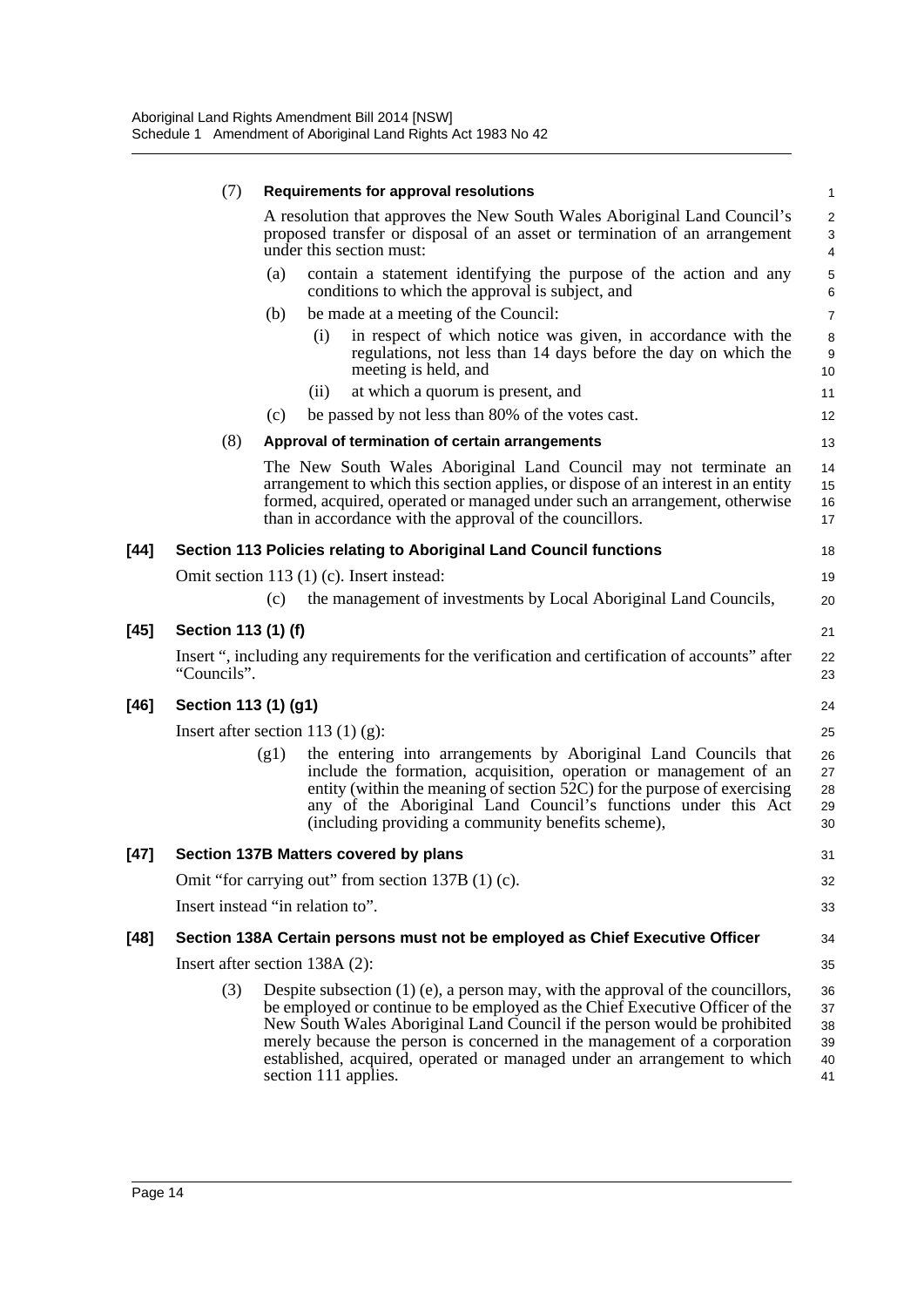(7) **Requirements for approval resolutions**

A resolution that approves the New South Wales Aboriginal Land Council's proposed transfer or disposal of an asset or termination of an arrangement under this section must:

(a) contain a statement identifying the purpose of the action and any conditions to which the approval is subject, and

(b) be made at a meeting of the Council:

(i) in respect of which notice was given, in accordance with the regulations, not less than 14 days before the day on which the meeting is held, and

(ii) at which a quorum is present, and

(c) be passed by not less than 80% of the votes cast.

(8) **Approval of termination of certain arrangements**

The New South Wales Aboriginal Land Council may not terminate an arrangement to which this section applies, or dispose of an interest in an entity formed, acquired, operated or managed under such an arrangement, otherwise than in accordance with the approval of the councillors.

**[44] Section 113 Policies relating to Aboriginal Land Council functions**

Omit section 113 (1) (c). Insert instead:

(c) the management of investments by Local Aboriginal Land Councils,

**[45] Section 113 (1) (f)**

Insert ", including any requirements for the verification and certification of accounts" after "Councils".

**[46] Section 113 (1) (g1)**

Insert after section 113 (1) (g):

(g1) the entering into arrangements by Aboriginal Land Councils that include the formation, acquisition, operation or management of an entity (within the meaning of section 52C) for the purpose of exercising any of the Aboriginal Land Council's functions under this Act (including providing a community benefits scheme),

**[47] Section 137B Matters covered by plans**

Omit "for carrying out" from section 137B (1) (c).

Insert instead "in relation to".

**[48] Section 138A Certain persons must not be employed as Chief Executive Officer**

Insert after section 138A (2):

(3) Despite subsection (1) (e), a person may, with the approval of the councillors, be employed or continue to be employed as the Chief Executive Officer of the New South Wales Aboriginal Land Council if the person would be prohibited merely because the person is concerned in the management of a corporation established, acquired, operated or managed under an arrangement to which section 111 applies.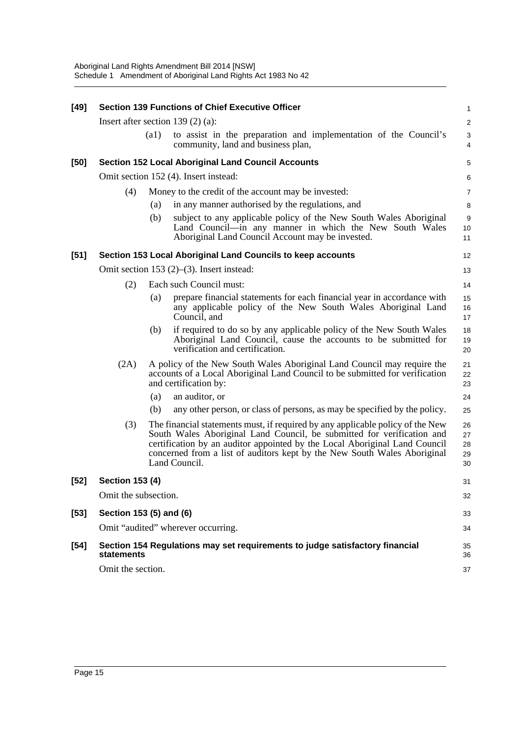**[49] Section 139 Functions of Chief Executive Officer**

Insert after section 139 (2) (a):

(a1) to assist in the preparation and implementation of the Council's community, land and business plan,

**[50] Section 152 Local Aboriginal Land Council Accounts**

Omit section 152 (4). Insert instead:

(4) Money to the credit of the account may be invested:

(a) in any manner authorised by the regulations, and

(b) subject to any applicable policy of the New South Wales Aboriginal Land Council—in any manner in which the New South Wales Aboriginal Land Council Account may be invested.

**[51] Section 153 Local Aboriginal Land Councils to keep accounts**

Omit section 153 (2)–(3). Insert instead:

(2) Each such Council must:

(a) prepare financial statements for each financial year in accordance with any applicable policy of the New South Wales Aboriginal Land Council, and

(b) if required to do so by any applicable policy of the New South Wales Aboriginal Land Council, cause the accounts to be submitted for verification and certification.

(2A) A policy of the New South Wales Aboriginal Land Council may require the accounts of a Local Aboriginal Land Council to be submitted for verification and certification by:

(a) an auditor, or

(b) any other person, or class of persons, as may be specified by the policy.

(3) The financial statements must, if required by any applicable policy of the New South Wales Aboriginal Land Council, be submitted for verification and certification by an auditor appointed by the Local Aboriginal Land Council concerned from a list of auditors kept by the New South Wales Aboriginal Land Council.

**[52] Section 153 (4)**

Omit the subsection.

**[53] Section 153 (5) and (6)**

Omit "audited" wherever occurring.

**[54] Section 154 Regulations may set requirements to judge satisfactory financial statements**

Omit the section.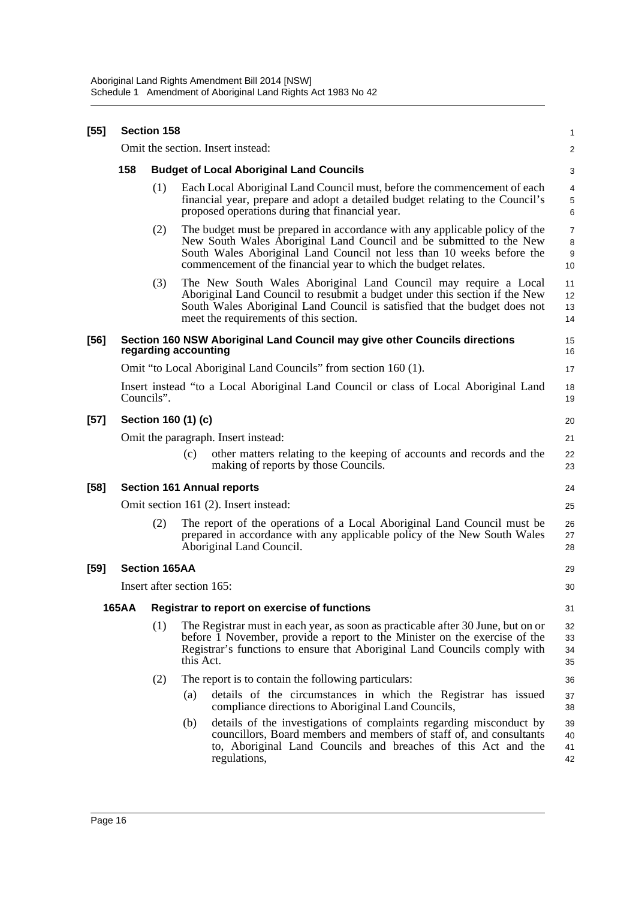**[55] Section 158**

Omit the section. Insert instead:

**158 Budget of Local Aboriginal Land Councils**

(1) Each Local Aboriginal Land Council must, before the commencement of each financial year, prepare and adopt a detailed budget relating to the Council's proposed operations during that financial year.

(2) The budget must be prepared in accordance with any applicable policy of the New South Wales Aboriginal Land Council and be submitted to the New South Wales Aboriginal Land Council not less than 10 weeks before the commencement of the financial year to which the budget relates.

(3) The New South Wales Aboriginal Land Council may require a Local Aboriginal Land Council to resubmit a budget under this section if the New South Wales Aboriginal Land Council is satisfied that the budget does not meet the requirements of this section.

**[56] Section 160 NSW Aboriginal Land Council may give other Councils directions regarding accounting**

Omit "to Local Aboriginal Land Councils" from section 160 (1).

Insert instead "to a Local Aboriginal Land Council or class of Local Aboriginal Land Councils".

**[57] Section 160 (1) (c)**

Omit the paragraph. Insert instead:

(c) other matters relating to the keeping of accounts and records and the making of reports by those Councils.

**[58] Section 161 Annual reports**

Omit section 161 (2). Insert instead:

(2) The report of the operations of a Local Aboriginal Land Council must be prepared in accordance with any applicable policy of the New South Wales Aboriginal Land Council.

**[59] Section 165AA**

Insert after section 165:

**165AA Registrar to report on exercise of functions**

(1) The Registrar must in each year, as soon as practicable after 30 June, but on or before 1 November, provide a report to the Minister on the exercise of the Registrar's functions to ensure that Aboriginal Land Councils comply with this Act.

(2) The report is to contain the following particulars:

(a) details of the circumstances in which the Registrar has issued compliance directions to Aboriginal Land Councils,

(b) details of the investigations of complaints regarding misconduct by councillors, Board members and members of staff of, and consultants to, Aboriginal Land Councils and breaches of this Act and the regulations,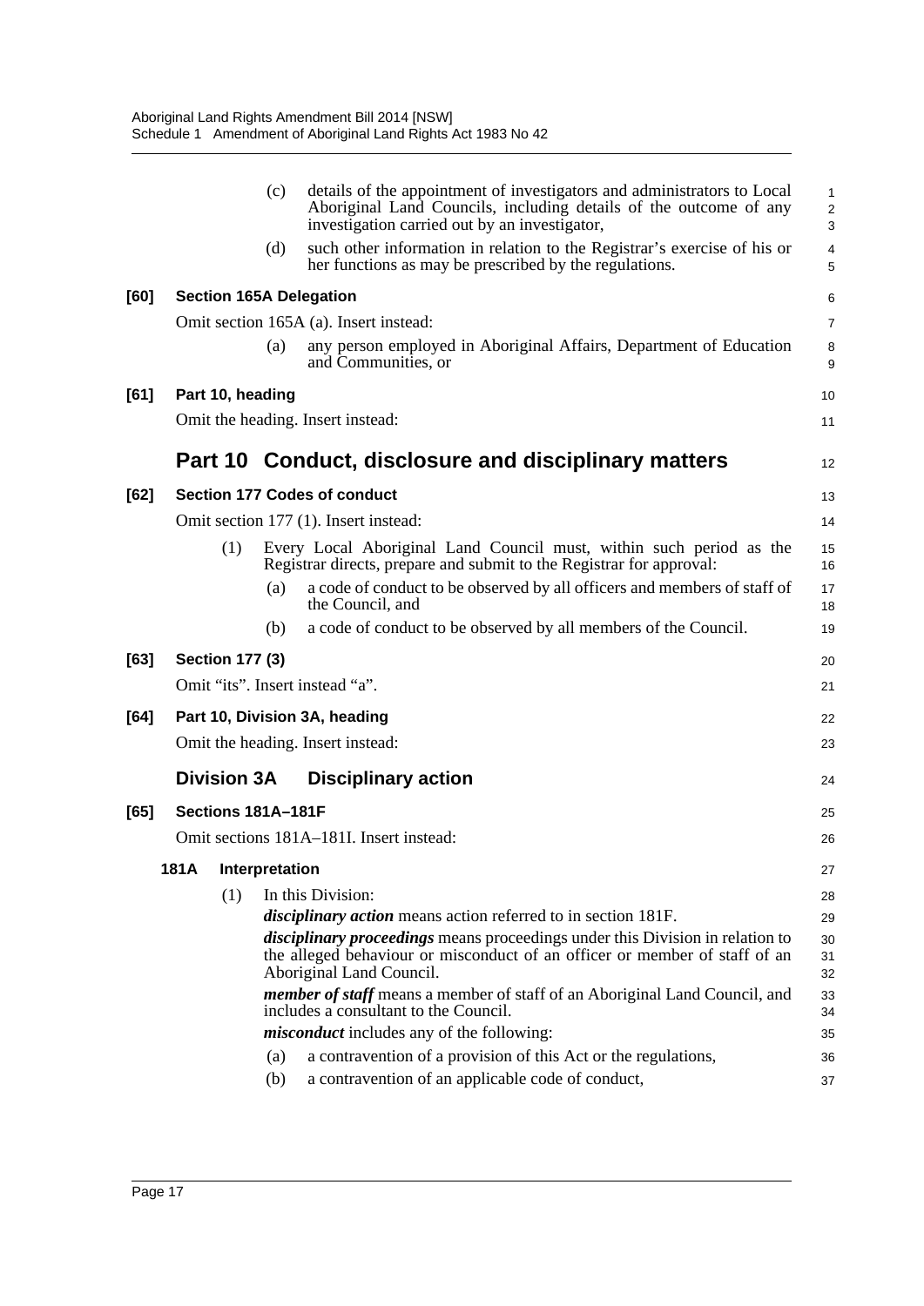(c) details of the appointment of investigators and administrators to Local Aboriginal Land Councils, including details of the outcome of any investigation carried out by an investigator,

(d) such other information in relation to the Registrar's exercise of his or her functions as may be prescribed by the regulations.

**[60] Section 165A Delegation**

Omit section 165A (a). Insert instead:

(a) any person employed in Aboriginal Affairs, Department of Education and Communities, or

**[61] Part 10, heading**

Omit the heading. Insert instead:

## Part 10 Conduct, disclosure and disciplinary matters

**[62] Section 177 Codes of conduct**

Omit section 177 (1). Insert instead:

(1) Every Local Aboriginal Land Council must, within such period as the Registrar directs, prepare and submit to the Registrar for approval:

(a) a code of conduct to be observed by all officers and members of staff of the Council, and

(b) a code of conduct to be observed by all members of the Council.

**[63] Section 177 (3)**

Omit "its". Insert instead "a".

**[64] Part 10, Division 3A, heading**

Omit the heading. Insert instead:

### Division 3A Disciplinary action

**[65] Sections 181A–181F**

Omit sections 181A–181I. Insert instead:

**181A Interpretation**

(1) In this Division:

***disciplinary action*** means action referred to in section 181F.

***disciplinary proceedings*** means proceedings under this Division in relation to the alleged behaviour or misconduct of an officer or member of staff of an Aboriginal Land Council.

***member of staff*** means a member of staff of an Aboriginal Land Council, and includes a consultant to the Council.

***misconduct*** includes any of the following:

(a) a contravention of a provision of this Act or the regulations,

(b) a contravention of an applicable code of conduct,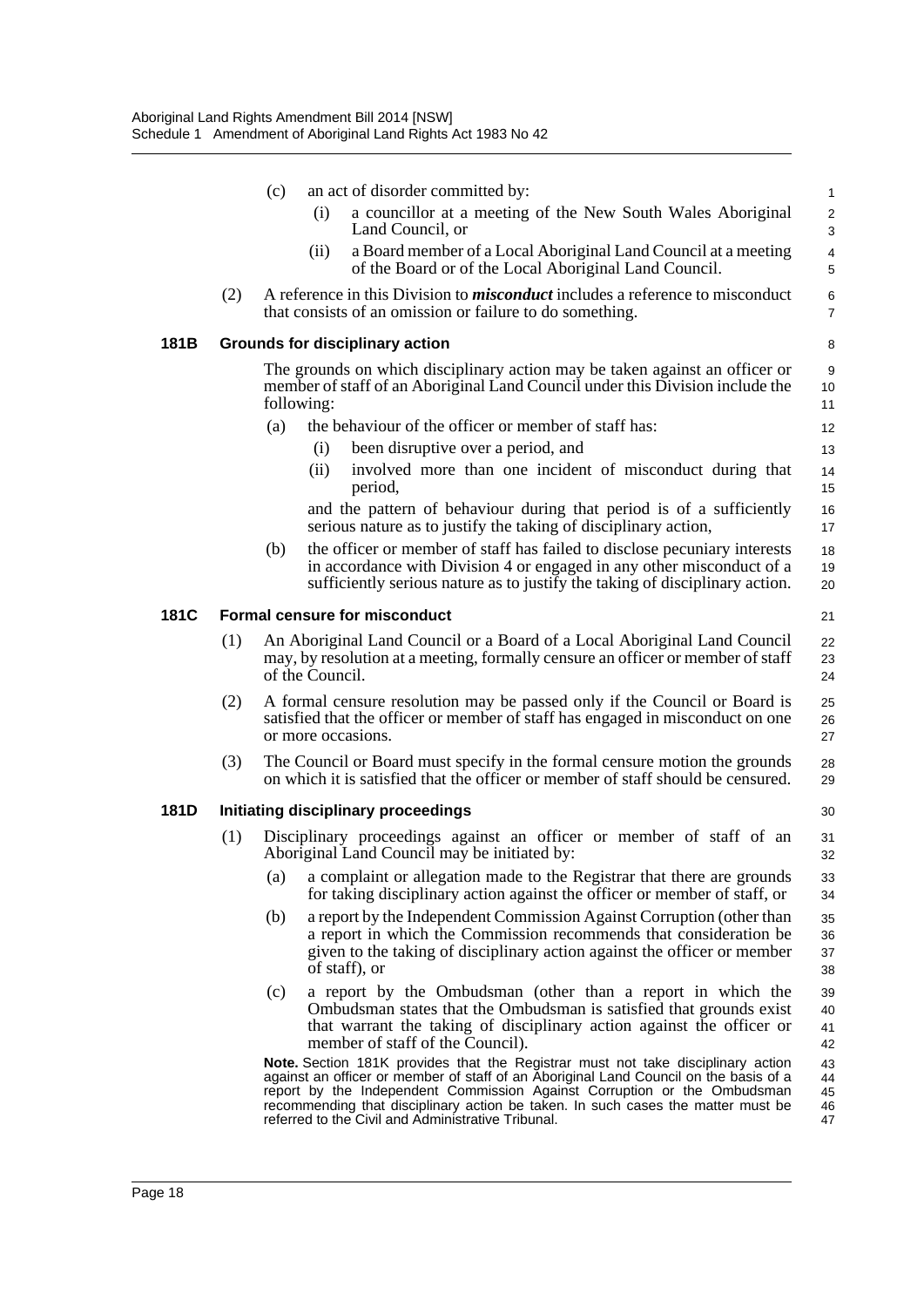(c) an act of disorder committed by:

(i) a councillor at a meeting of the New South Wales Aboriginal Land Council, or

(ii) a Board member of a Local Aboriginal Land Council at a meeting of the Board or of the Local Aboriginal Land Council.

(2) A reference in this Division to ***misconduct*** includes a reference to misconduct that consists of an omission or failure to do something.

### 181B Grounds for disciplinary action

The grounds on which disciplinary action may be taken against an officer or member of staff of an Aboriginal Land Council under this Division include the following:

(a) the behaviour of the officer or member of staff has:

(i) been disruptive over a period, and

(ii) involved more than one incident of misconduct during that period,

and the pattern of behaviour during that period is of a sufficiently serious nature as to justify the taking of disciplinary action,

(b) the officer or member of staff has failed to disclose pecuniary interests in accordance with Division 4 or engaged in any other misconduct of a sufficiently serious nature as to justify the taking of disciplinary action.

### 181C Formal censure for misconduct

(1) An Aboriginal Land Council or a Board of a Local Aboriginal Land Council may, by resolution at a meeting, formally censure an officer or member of staff of the Council.

(2) A formal censure resolution may be passed only if the Council or Board is satisfied that the officer or member of staff has engaged in misconduct on one or more occasions.

(3) The Council or Board must specify in the formal censure motion the grounds on which it is satisfied that the officer or member of staff should be censured.

### 181D Initiating disciplinary proceedings

(1) Disciplinary proceedings against an officer or member of staff of an Aboriginal Land Council may be initiated by:

(a) a complaint or allegation made to the Registrar that there are grounds for taking disciplinary action against the officer or member of staff, or

(b) a report by the Independent Commission Against Corruption (other than a report in which the Commission recommends that consideration be given to the taking of disciplinary action against the officer or member of staff), or

(c) a report by the Ombudsman (other than a report in which the Ombudsman states that the Ombudsman is satisfied that grounds exist that warrant the taking of disciplinary action against the officer or member of staff of the Council).

**Note.** Section 181K provides that the Registrar must not take disciplinary action against an officer or member of staff of an Aboriginal Land Council on the basis of a report by the Independent Commission Against Corruption or the Ombudsman recommending that disciplinary action be taken. In such cases the matter must be referred to the Civil and Administrative Tribunal.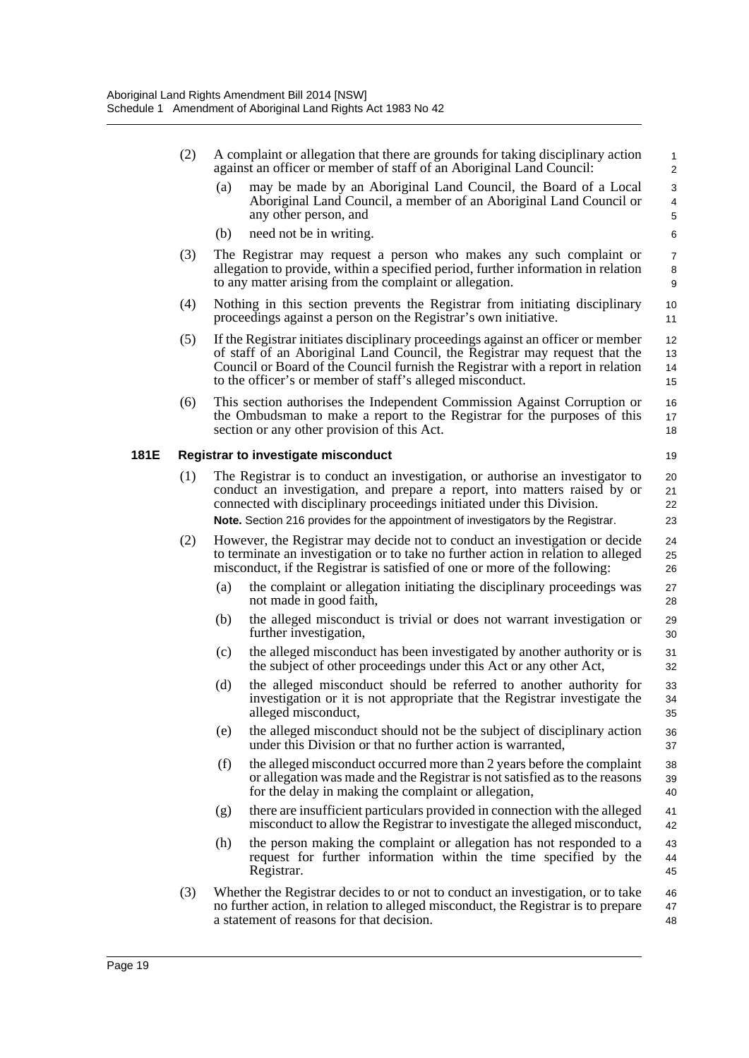(2) A complaint or allegation that there are grounds for taking disciplinary action against an officer or member of staff of an Aboriginal Land Council:

- (a) may be made by an Aboriginal Land Council, the Board of a Local Aboriginal Land Council, a member of an Aboriginal Land Council or any other person, and
- (b) need not be in writing.

(3) The Registrar may request a person who makes any such complaint or allegation to provide, within a specified period, further information in relation to any matter arising from the complaint or allegation.

(4) Nothing in this section prevents the Registrar from initiating disciplinary proceedings against a person on the Registrar's own initiative.

(5) If the Registrar initiates disciplinary proceedings against an officer or member of staff of an Aboriginal Land Council, the Registrar may request that the Council or Board of the Council furnish the Registrar with a report in relation to the officer's or member of staff's alleged misconduct.

(6) This section authorises the Independent Commission Against Corruption or the Ombudsman to make a report to the Registrar for the purposes of this section or any other provision of this Act.

### 181E Registrar to investigate misconduct

(1) The Registrar is to conduct an investigation, or authorise an investigator to conduct an investigation, and prepare a report, into matters raised by or connected with disciplinary proceedings initiated under this Division.

**Note.** Section 216 provides for the appointment of investigators by the Registrar.

(2) However, the Registrar may decide not to conduct an investigation or decide to terminate an investigation or to take no further action in relation to alleged misconduct, if the Registrar is satisfied of one or more of the following:

- (a) the complaint or allegation initiating the disciplinary proceedings was not made in good faith,
- (b) the alleged misconduct is trivial or does not warrant investigation or further investigation,
- (c) the alleged misconduct has been investigated by another authority or is the subject of other proceedings under this Act or any other Act,
- (d) the alleged misconduct should be referred to another authority for investigation or it is not appropriate that the Registrar investigate the alleged misconduct,
- (e) the alleged misconduct should not be the subject of disciplinary action under this Division or that no further action is warranted,
- (f) the alleged misconduct occurred more than 2 years before the complaint or allegation was made and the Registrar is not satisfied as to the reasons for the delay in making the complaint or allegation,
- (g) there are insufficient particulars provided in connection with the alleged misconduct to allow the Registrar to investigate the alleged misconduct,
- (h) the person making the complaint or allegation has not responded to a request for further information within the time specified by the Registrar.

(3) Whether the Registrar decides to or not to conduct an investigation, or to take no further action, in relation to alleged misconduct, the Registrar is to prepare a statement of reasons for that decision.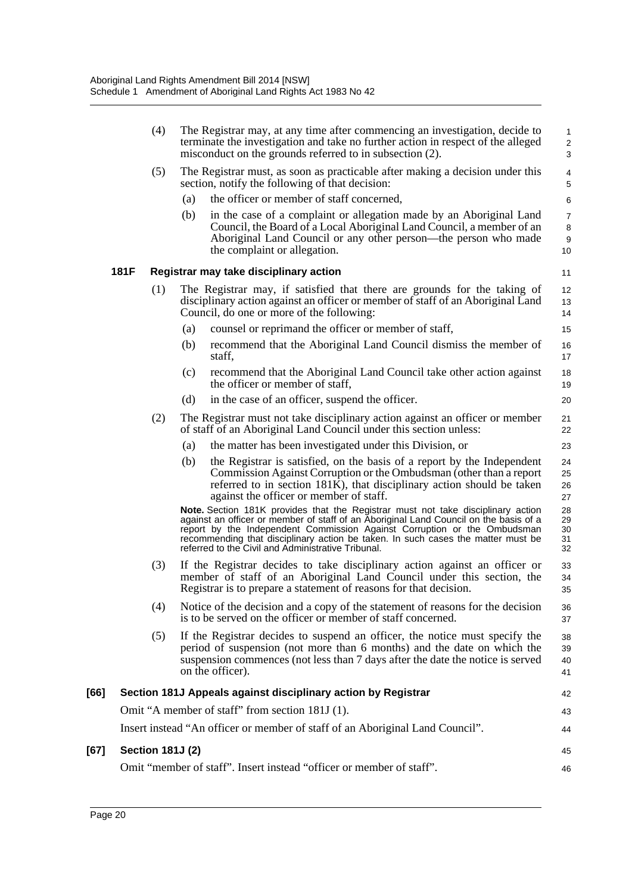(4) The Registrar may, at any time after commencing an investigation, decide to terminate the investigation and take no further action in respect of the alleged misconduct on the grounds referred to in subsection (2).

(5) The Registrar must, as soon as practicable after making a decision under this section, notify the following of that decision:

(a) the officer or member of staff concerned,

(b) in the case of a complaint or allegation made by an Aboriginal Land Council, the Board of a Local Aboriginal Land Council, a member of an Aboriginal Land Council or any other person—the person who made the complaint or allegation.

**181F Registrar may take disciplinary action**

(1) The Registrar may, if satisfied that there are grounds for the taking of disciplinary action against an officer or member of staff of an Aboriginal Land Council, do one or more of the following:

(a) counsel or reprimand the officer or member of staff,

(b) recommend that the Aboriginal Land Council dismiss the member of staff,

(c) recommend that the Aboriginal Land Council take other action against the officer or member of staff,

(d) in the case of an officer, suspend the officer.

(2) The Registrar must not take disciplinary action against an officer or member of staff of an Aboriginal Land Council under this section unless:

(a) the matter has been investigated under this Division, or

(b) the Registrar is satisfied, on the basis of a report by the Independent Commission Against Corruption or the Ombudsman (other than a report referred to in section 181K), that disciplinary action should be taken against the officer or member of staff.

**Note.** Section 181K provides that the Registrar must not take disciplinary action against an officer or member of staff of an Aboriginal Land Council on the basis of a report by the Independent Commission Against Corruption or the Ombudsman recommending that disciplinary action be taken. In such cases the matter must be referred to the Civil and Administrative Tribunal.

(3) If the Registrar decides to take disciplinary action against an officer or member of staff of an Aboriginal Land Council under this section, the Registrar is to prepare a statement of reasons for that decision.

(4) Notice of the decision and a copy of the statement of reasons for the decision is to be served on the officer or member of staff concerned.

(5) If the Registrar decides to suspend an officer, the notice must specify the period of suspension (not more than 6 months) and the date on which the suspension commences (not less than 7 days after the date the notice is served on the officer).

**[66] Section 181J Appeals against disciplinary action by Registrar**

Omit "A member of staff" from section 181J (1).

Insert instead "An officer or member of staff of an Aboriginal Land Council".

**[67] Section 181J (2)**

Omit "member of staff". Insert instead "officer or member of staff".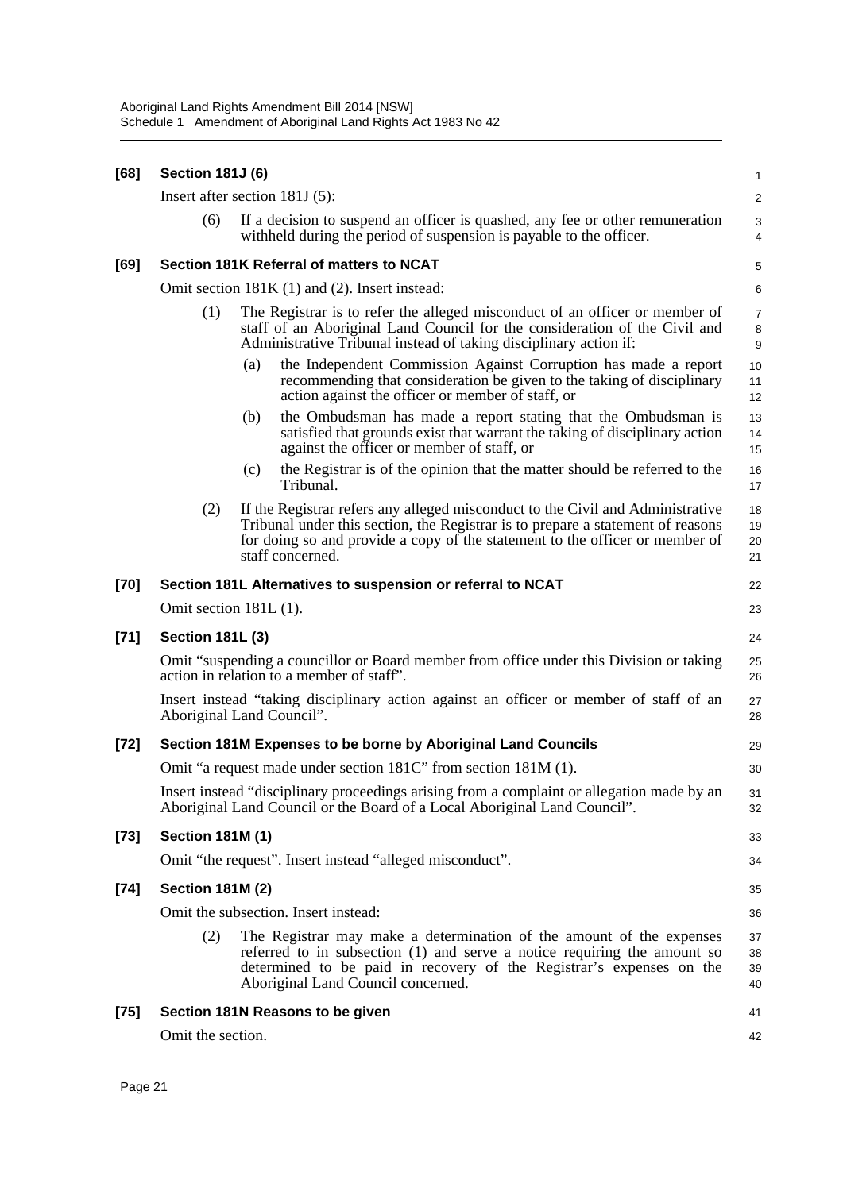**[68] Section 181J (6)**

Insert after section 181J (5):

(6) If a decision to suspend an officer is quashed, any fee or other remuneration withheld during the period of suspension is payable to the officer.

**[69] Section 181K Referral of matters to NCAT**

Omit section 181K (1) and (2). Insert instead:

(1) The Registrar is to refer the alleged misconduct of an officer or member of staff of an Aboriginal Land Council for the consideration of the Civil and Administrative Tribunal instead of taking disciplinary action if:

(a) the Independent Commission Against Corruption has made a report recommending that consideration be given to the taking of disciplinary action against the officer or member of staff, or

(b) the Ombudsman has made a report stating that the Ombudsman is satisfied that grounds exist that warrant the taking of disciplinary action against the officer or member of staff, or

(c) the Registrar is of the opinion that the matter should be referred to the Tribunal.

(2) If the Registrar refers any alleged misconduct to the Civil and Administrative Tribunal under this section, the Registrar is to prepare a statement of reasons for doing so and provide a copy of the statement to the officer or member of staff concerned.

**[70] Section 181L Alternatives to suspension or referral to NCAT**

Omit section 181L (1).

**[71] Section 181L (3)**

Omit "suspending a councillor or Board member from office under this Division or taking action in relation to a member of staff".

Insert instead "taking disciplinary action against an officer or member of staff of an Aboriginal Land Council".

**[72] Section 181M Expenses to be borne by Aboriginal Land Councils**

Omit "a request made under section 181C" from section 181M (1).

Insert instead "disciplinary proceedings arising from a complaint or allegation made by an Aboriginal Land Council or the Board of a Local Aboriginal Land Council".

**[73] Section 181M (1)**

Omit "the request". Insert instead "alleged misconduct".

**[74] Section 181M (2)**

Omit the subsection. Insert instead:

(2) The Registrar may make a determination of the amount of the expenses referred to in subsection (1) and serve a notice requiring the amount so determined to be paid in recovery of the Registrar's expenses on the Aboriginal Land Council concerned.

**[75] Section 181N Reasons to be given**

Omit the section.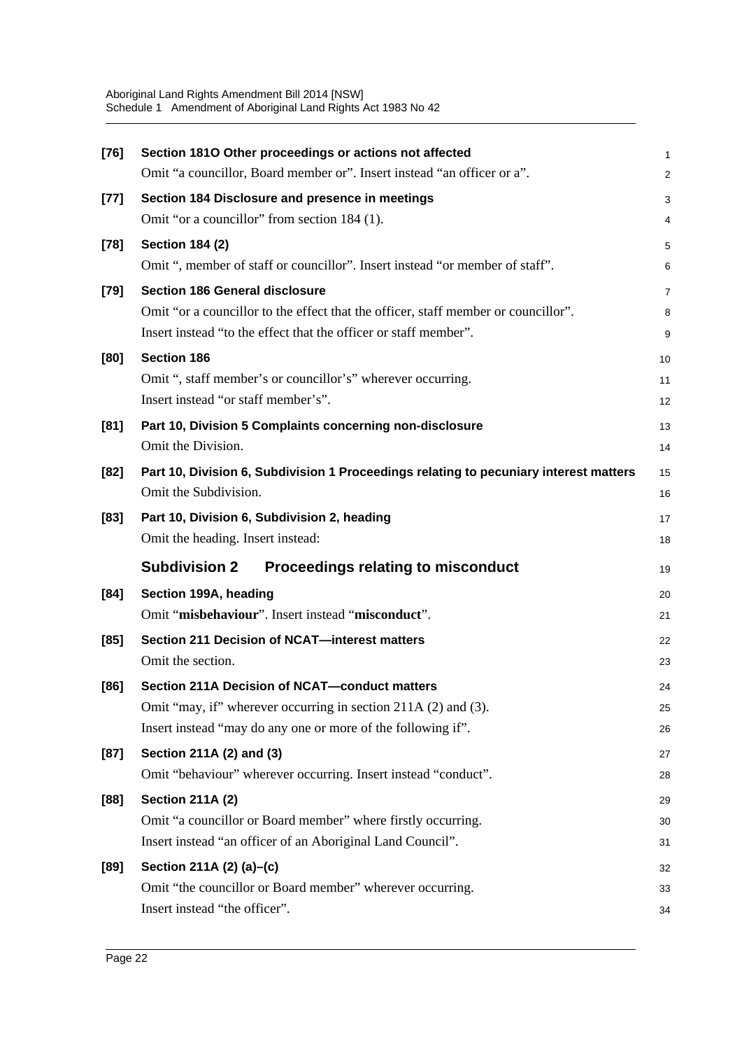**[76] Section 181O Other proceedings or actions not affected**

Omit "a councillor, Board member or". Insert instead "an officer or a".

**[77] Section 184 Disclosure and presence in meetings**

Omit "or a councillor" from section 184 (1).

**[78] Section 184 (2)**

Omit ", member of staff or councillor". Insert instead "or member of staff".

**[79] Section 186 General disclosure**

Omit "or a councillor to the effect that the officer, staff member or councillor".

Insert instead "to the effect that the officer or staff member".

**[80] Section 186**

Omit ", staff member's or councillor's" wherever occurring.

Insert instead "or staff member's".

**[81] Part 10, Division 5 Complaints concerning non-disclosure**

Omit the Division.

**[82] Part 10, Division 6, Subdivision 1 Proceedings relating to pecuniary interest matters**

Omit the Subdivision.

**[83] Part 10, Division 6, Subdivision 2, heading**

Omit the heading. Insert instead:

### Subdivision 2 Proceedings relating to misconduct

**[84] Section 199A, heading**

Omit "**misbehaviour**". Insert instead "**misconduct**".

**[85] Section 211 Decision of NCAT—interest matters**

Omit the section.

**[86] Section 211A Decision of NCAT—conduct matters**

Omit "may, if" wherever occurring in section 211A (2) and (3).

Insert instead "may do any one or more of the following if".

**[87] Section 211A (2) and (3)**

Omit "behaviour" wherever occurring. Insert instead "conduct".

**[88] Section 211A (2)**

Omit "a councillor or Board member" where firstly occurring.

Insert instead "an officer of an Aboriginal Land Council".

**[89] Section 211A (2) (a)–(c)**

Omit "the councillor or Board member" wherever occurring.

Insert instead "the officer".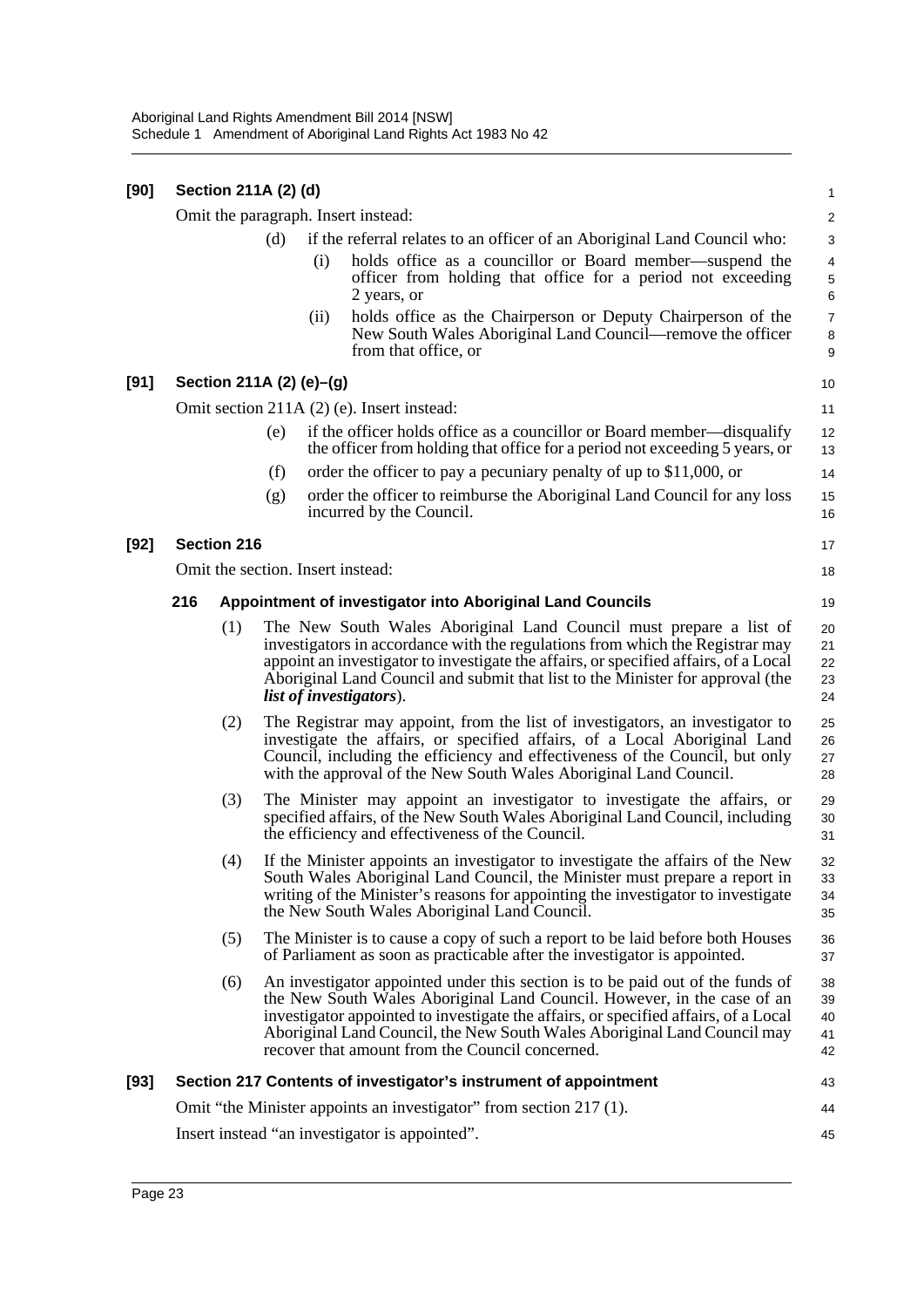**[90] Section 211A (2) (d)**

Omit the paragraph. Insert instead:

(d) if the referral relates to an officer of an Aboriginal Land Council who:

(i) holds office as a councillor or Board member—suspend the officer from holding that office for a period not exceeding 2 years, or

(ii) holds office as the Chairperson or Deputy Chairperson of the New South Wales Aboriginal Land Council—remove the officer from that office, or

**[91] Section 211A (2) (e)–(g)**

Omit section 211A (2) (e). Insert instead:

(e) if the officer holds office as a councillor or Board member—disqualify the officer from holding that office for a period not exceeding 5 years, or

(f) order the officer to pay a pecuniary penalty of up to $11,000, or

(g) order the officer to reimburse the Aboriginal Land Council for any loss incurred by the Council.

**[92] Section 216**

Omit the section. Insert instead:

**216 Appointment of investigator into Aboriginal Land Councils**

(1) The New South Wales Aboriginal Land Council must prepare a list of investigators in accordance with the regulations from which the Registrar may appoint an investigator to investigate the affairs, or specified affairs, of a Local Aboriginal Land Council and submit that list to the Minister for approval (the ***list of investigators***).

(2) The Registrar may appoint, from the list of investigators, an investigator to investigate the affairs, or specified affairs, of a Local Aboriginal Land Council, including the efficiency and effectiveness of the Council, but only with the approval of the New South Wales Aboriginal Land Council.

(3) The Minister may appoint an investigator to investigate the affairs, or specified affairs, of the New South Wales Aboriginal Land Council, including the efficiency and effectiveness of the Council.

(4) If the Minister appoints an investigator to investigate the affairs of the New South Wales Aboriginal Land Council, the Minister must prepare a report in writing of the Minister's reasons for appointing the investigator to investigate the New South Wales Aboriginal Land Council.

(5) The Minister is to cause a copy of such a report to be laid before both Houses of Parliament as soon as practicable after the investigator is appointed.

(6) An investigator appointed under this section is to be paid out of the funds of the New South Wales Aboriginal Land Council. However, in the case of an investigator appointed to investigate the affairs, or specified affairs, of a Local Aboriginal Land Council, the New South Wales Aboriginal Land Council may recover that amount from the Council concerned.

**[93] Section 217 Contents of investigator's instrument of appointment**

Omit "the Minister appoints an investigator" from section 217 (1).

Insert instead "an investigator is appointed".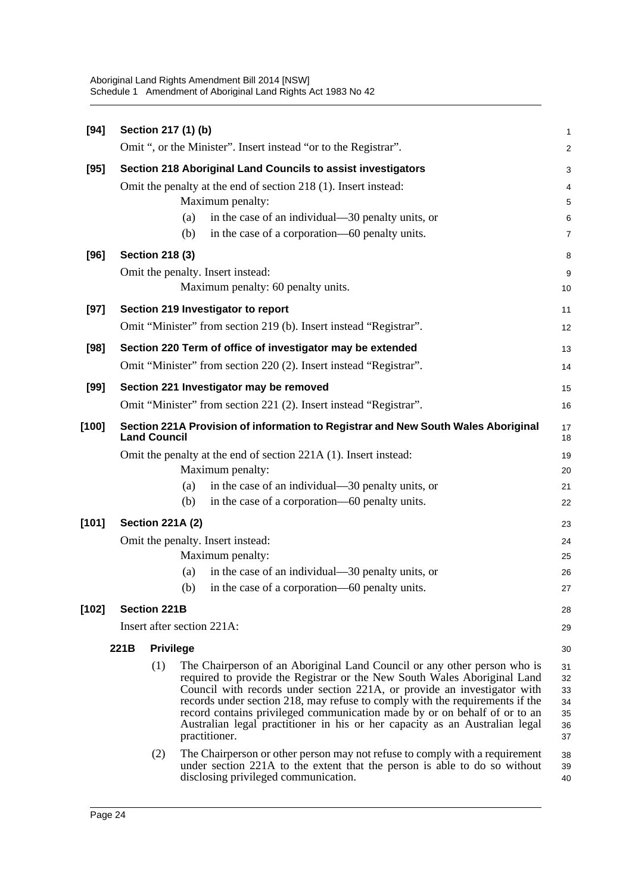**[94] Section 217 (1) (b)**

Omit ", or the Minister". Insert instead "or to the Registrar".

**[95] Section 218 Aboriginal Land Councils to assist investigators**

Omit the penalty at the end of section 218 (1). Insert instead:

Maximum penalty:

(a) in the case of an individual—30 penalty units, or

(b) in the case of a corporation—60 penalty units.

**[96] Section 218 (3)**

Omit the penalty. Insert instead:

Maximum penalty: 60 penalty units.

**[97] Section 219 Investigator to report**

Omit "Minister" from section 219 (b). Insert instead "Registrar".

**[98] Section 220 Term of office of investigator may be extended**

Omit "Minister" from section 220 (2). Insert instead "Registrar".

**[99] Section 221 Investigator may be removed**

Omit "Minister" from section 221 (2). Insert instead "Registrar".

**[100] Section 221A Provision of information to Registrar and New South Wales Aboriginal Land Council**

Omit the penalty at the end of section 221A (1). Insert instead:

Maximum penalty:

(a) in the case of an individual—30 penalty units, or

(b) in the case of a corporation—60 penalty units.

**[101] Section 221A (2)**

Omit the penalty. Insert instead:

Maximum penalty:

(a) in the case of an individual—30 penalty units, or

(b) in the case of a corporation—60 penalty units.

**[102] Section 221B**

Insert after section 221A:

**221B Privilege**

(1) The Chairperson of an Aboriginal Land Council or any other person who is required to provide the Registrar or the New South Wales Aboriginal Land Council with records under section 221A, or provide an investigator with records under section 218, may refuse to comply with the requirements if the record contains privileged communication made by or on behalf of or to an Australian legal practitioner in his or her capacity as an Australian legal practitioner.

(2) The Chairperson or other person may not refuse to comply with a requirement under section 221A to the extent that the person is able to do so without disclosing privileged communication.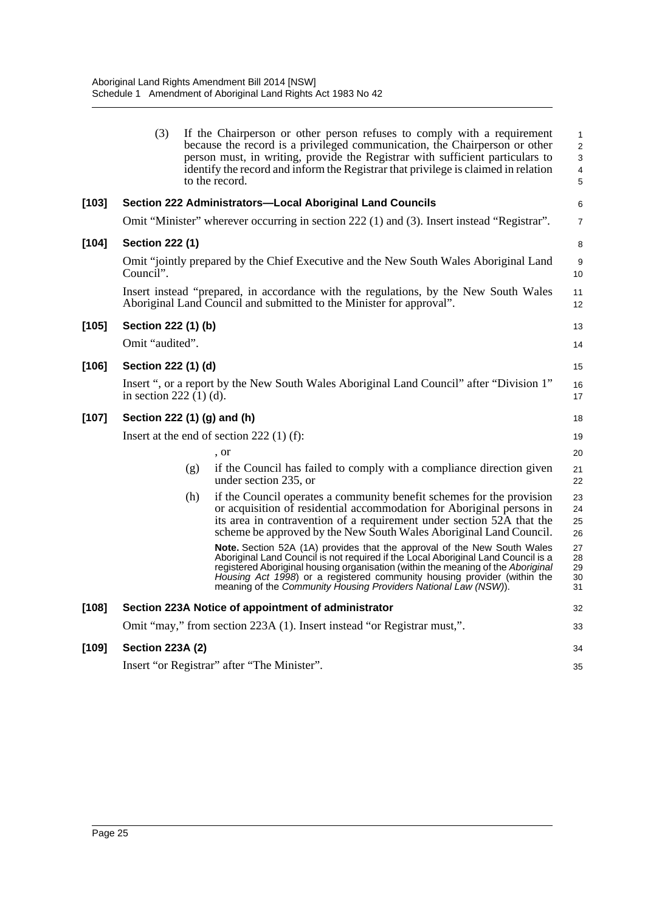(3) If the Chairperson or other person refuses to comply with a requirement because the record is a privileged communication, the Chairperson or other person must, in writing, provide the Registrar with sufficient particulars to identify the record and inform the Registrar that privilege is claimed in relation to the record.

**[103] Section 222 Administrators—Local Aboriginal Land Councils**

Omit "Minister" wherever occurring in section 222 (1) and (3). Insert instead "Registrar".

**[104] Section 222 (1)**

Omit "jointly prepared by the Chief Executive and the New South Wales Aboriginal Land Council".

Insert instead "prepared, in accordance with the regulations, by the New South Wales Aboriginal Land Council and submitted to the Minister for approval".

**[105] Section 222 (1) (b)**

Omit "audited".

**[106] Section 222 (1) (d)**

Insert ", or a report by the New South Wales Aboriginal Land Council" after "Division 1" in section 222 (1) (d).

**[107] Section 222 (1) (g) and (h)**

Insert at the end of section 222 (1) (f):

, or

(g) if the Council has failed to comply with a compliance direction given under section 235, or

(h) if the Council operates a community benefit schemes for the provision or acquisition of residential accommodation for Aboriginal persons in its area in contravention of a requirement under section 52A that the scheme be approved by the New South Wales Aboriginal Land Council.

**Note.** Section 52A (1A) provides that the approval of the New South Wales Aboriginal Land Council is not required if the Local Aboriginal Land Council is a registered Aboriginal housing organisation (within the meaning of the *Aboriginal Housing Act 1998*) or a registered community housing provider (within the meaning of the *Community Housing Providers National Law (NSW)*).

**[108] Section 223A Notice of appointment of administrator**

Omit "may," from section 223A (1). Insert instead "or Registrar must,".

**[109] Section 223A (2)**

Insert "or Registrar" after "The Minister".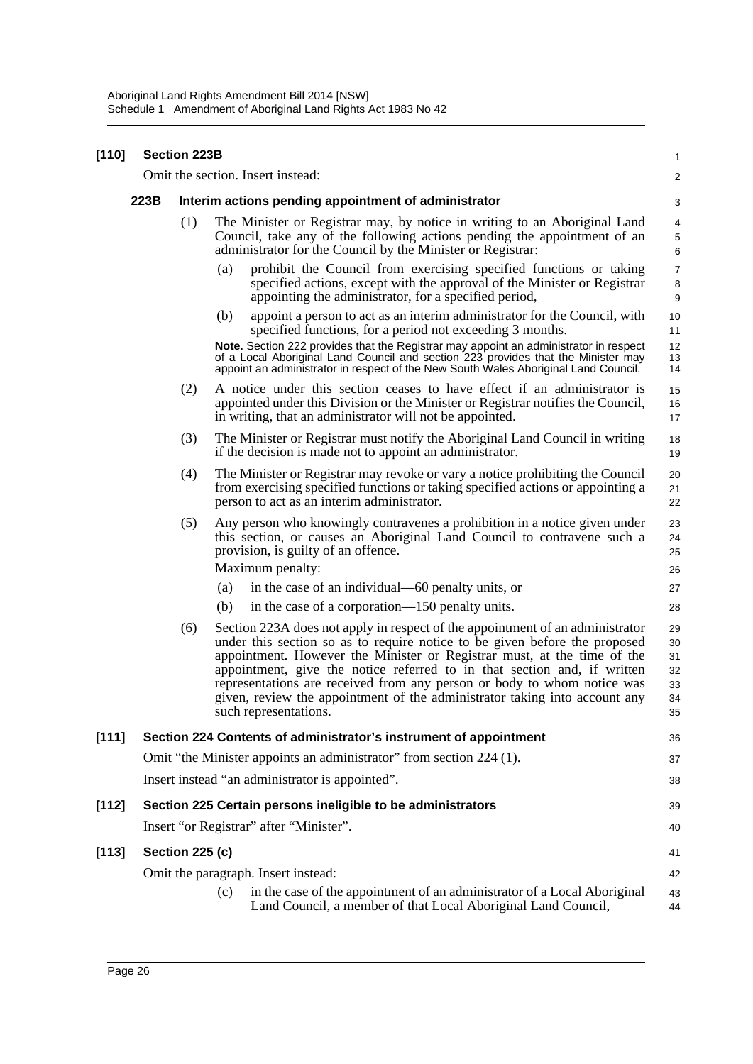**[110] Section 223B**

Omit the section. Insert instead:

**223B Interim actions pending appointment of administrator**

(1) The Minister or Registrar may, by notice in writing to an Aboriginal Land Council, take any of the following actions pending the appointment of an administrator for the Council by the Minister or Registrar:

(a) prohibit the Council from exercising specified functions or taking specified actions, except with the approval of the Minister or Registrar appointing the administrator, for a specified period,

(b) appoint a person to act as an interim administrator for the Council, with specified functions, for a period not exceeding 3 months.

**Note.** Section 222 provides that the Registrar may appoint an administrator in respect of a Local Aboriginal Land Council and section 223 provides that the Minister may appoint an administrator in respect of the New South Wales Aboriginal Land Council.

(2) A notice under this section ceases to have effect if an administrator is appointed under this Division or the Minister or Registrar notifies the Council, in writing, that an administrator will not be appointed.

(3) The Minister or Registrar must notify the Aboriginal Land Council in writing if the decision is made not to appoint an administrator.

(4) The Minister or Registrar may revoke or vary a notice prohibiting the Council from exercising specified functions or taking specified actions or appointing a person to act as an interim administrator.

(5) Any person who knowingly contravenes a prohibition in a notice given under this section, or causes an Aboriginal Land Council to contravene such a provision, is guilty of an offence.

Maximum penalty:

(a) in the case of an individual—60 penalty units, or

(b) in the case of a corporation—150 penalty units.

(6) Section 223A does not apply in respect of the appointment of an administrator under this section so as to require notice to be given before the proposed appointment. However the Minister or Registrar must, at the time of the appointment, give the notice referred to in that section and, if written representations are received from any person or body to whom notice was given, review the appointment of the administrator taking into account any such representations.

**[111] Section 224 Contents of administrator's instrument of appointment**

Omit "the Minister appoints an administrator" from section 224 (1).

Insert instead "an administrator is appointed".

**[112] Section 225 Certain persons ineligible to be administrators**

Insert "or Registrar" after "Minister".

**[113] Section 225 (c)**

Omit the paragraph. Insert instead:

(c) in the case of the appointment of an administrator of a Local Aboriginal Land Council, a member of that Local Aboriginal Land Council,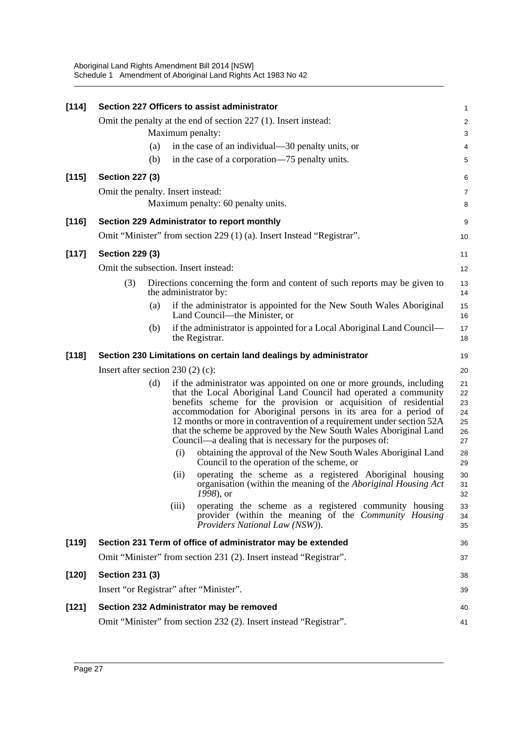**[114] Section 227 Officers to assist administrator**

Omit the penalty at the end of section 227 (1). Insert instead:

Maximum penalty:

(a) in the case of an individual—30 penalty units, or

(b) in the case of a corporation—75 penalty units.

**[115] Section 227 (3)**

Omit the penalty. Insert instead:

Maximum penalty: 60 penalty units.

**[116] Section 229 Administrator to report monthly**

Omit "Minister" from section 229 (1) (a). Insert Instead "Registrar".

**[117] Section 229 (3)**

Omit the subsection. Insert instead:

(3) Directions concerning the form and content of such reports may be given to the administrator by:

(a) if the administrator is appointed for the New South Wales Aboriginal Land Council—the Minister, or

(b) if the administrator is appointed for a Local Aboriginal Land Council—the Registrar.

**[118] Section 230 Limitations on certain land dealings by administrator**

Insert after section 230 (2) (c):

(d) if the administrator was appointed on one or more grounds, including that the Local Aboriginal Land Council had operated a community benefits scheme for the provision or acquisition of residential accommodation for Aboriginal persons in its area for a period of 12 months or more in contravention of a requirement under section 52A that the scheme be approved by the New South Wales Aboriginal Land Council—a dealing that is necessary for the purposes of:

(i) obtaining the approval of the New South Wales Aboriginal Land Council to the operation of the scheme, or

(ii) operating the scheme as a registered Aboriginal housing organisation (within the meaning of the *Aboriginal Housing Act 1998*), or

(iii) operating the scheme as a registered community housing provider (within the meaning of the *Community Housing Providers National Law (NSW)*).

**[119] Section 231 Term of office of administrator may be extended**

Omit "Minister" from section 231 (2). Insert instead "Registrar".

**[120] Section 231 (3)**

Insert "or Registrar" after "Minister".

**[121] Section 232 Administrator may be removed**

Omit "Minister" from section 232 (2). Insert instead "Registrar".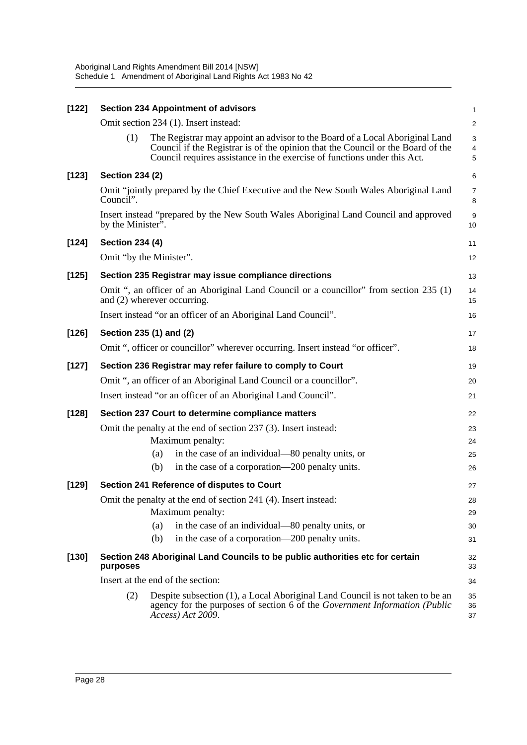**[122] Section 234 Appointment of advisors**

Omit section 234 (1). Insert instead:

(1) The Registrar may appoint an advisor to the Board of a Local Aboriginal Land Council if the Registrar is of the opinion that the Council or the Board of the Council requires assistance in the exercise of functions under this Act.

**[123] Section 234 (2)**

Omit "jointly prepared by the Chief Executive and the New South Wales Aboriginal Land Council".

Insert instead "prepared by the New South Wales Aboriginal Land Council and approved by the Minister".

**[124] Section 234 (4)**

Omit "by the Minister".

**[125] Section 235 Registrar may issue compliance directions**

Omit ", an officer of an Aboriginal Land Council or a councillor" from section 235 (1) and (2) wherever occurring.

Insert instead "or an officer of an Aboriginal Land Council".

**[126] Section 235 (1) and (2)**

Omit ", officer or councillor" wherever occurring. Insert instead "or officer".

**[127] Section 236 Registrar may refer failure to comply to Court**

Omit ", an officer of an Aboriginal Land Council or a councillor".

Insert instead "or an officer of an Aboriginal Land Council".

**[128] Section 237 Court to determine compliance matters**

Omit the penalty at the end of section 237 (3). Insert instead:

Maximum penalty:

(a) in the case of an individual—80 penalty units, or

(b) in the case of a corporation—200 penalty units.

**[129] Section 241 Reference of disputes to Court**

Omit the penalty at the end of section 241 (4). Insert instead:

Maximum penalty:

(a) in the case of an individual—80 penalty units, or

(b) in the case of a corporation—200 penalty units.

**[130] Section 248 Aboriginal Land Councils to be public authorities etc for certain purposes**

Insert at the end of the section:

(2) Despite subsection (1), a Local Aboriginal Land Council is not taken to be an agency for the purposes of section 6 of the *Government Information (Public Access) Act 2009*.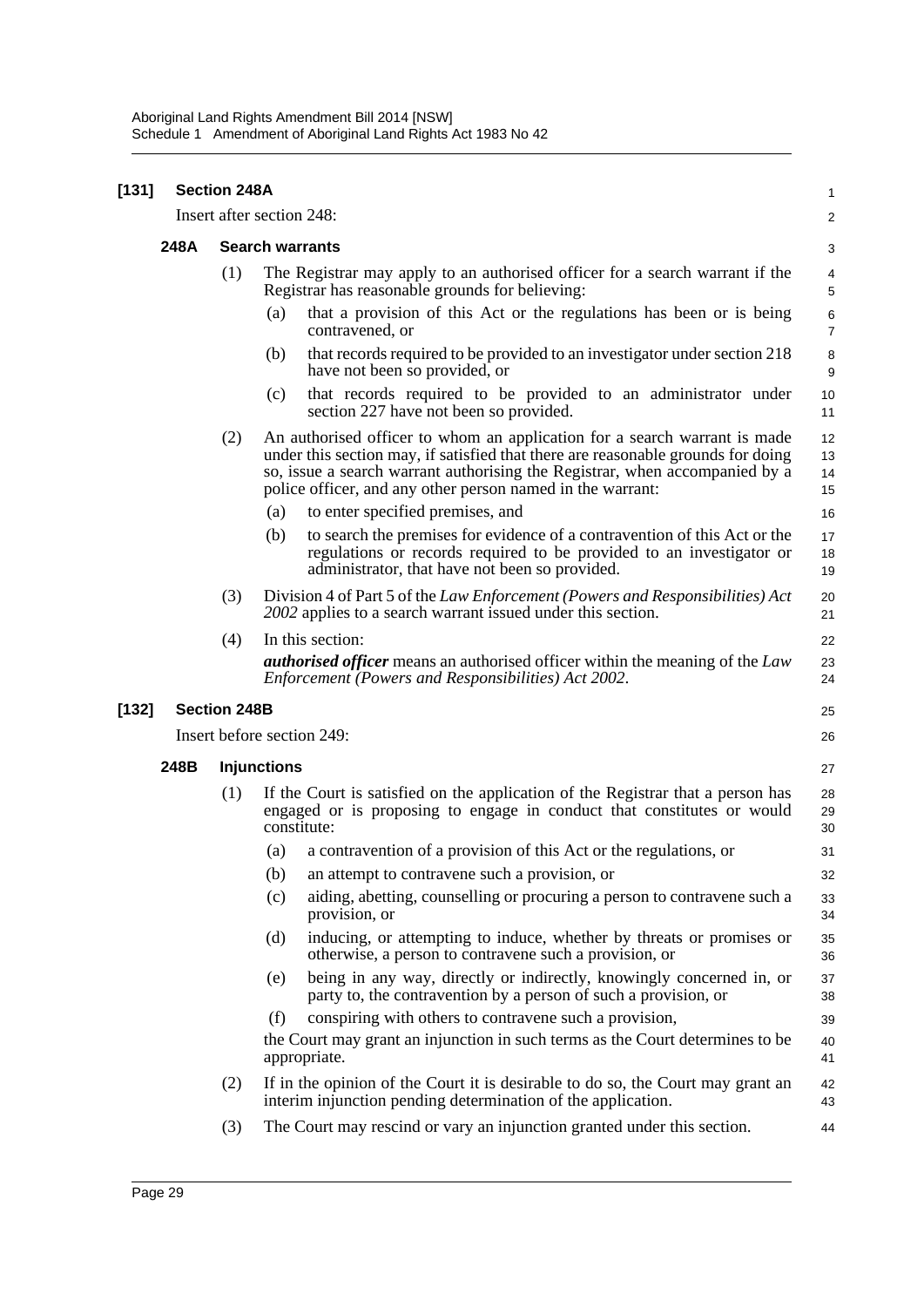**[131] Section 248A**

Insert after section 248:

### 248A Search warrants

(1) The Registrar may apply to an authorised officer for a search warrant if the Registrar has reasonable grounds for believing:

(a) that a provision of this Act or the regulations has been or is being contravened, or

(b) that records required to be provided to an investigator under section 218 have not been so provided, or

(c) that records required to be provided to an administrator under section 227 have not been so provided.

(2) An authorised officer to whom an application for a search warrant is made under this section may, if satisfied that there are reasonable grounds for doing so, issue a search warrant authorising the Registrar, when accompanied by a police officer, and any other person named in the warrant:

(a) to enter specified premises, and

(b) to search the premises for evidence of a contravention of this Act or the regulations or records required to be provided to an investigator or administrator, that have not been so provided.

(3) Division 4 of Part 5 of the *Law Enforcement (Powers and Responsibilities) Act 2002* applies to a search warrant issued under this section.

(4) In this section:

***authorised officer*** means an authorised officer within the meaning of the *Law Enforcement (Powers and Responsibilities) Act 2002*.

**[132] Section 248B**

Insert before section 249:

### 248B Injunctions

(1) If the Court is satisfied on the application of the Registrar that a person has engaged or is proposing to engage in conduct that constitutes or would constitute:

(a) a contravention of a provision of this Act or the regulations, or

(b) an attempt to contravene such a provision, or

(c) aiding, abetting, counselling or procuring a person to contravene such a provision, or

(d) inducing, or attempting to induce, whether by threats or promises or otherwise, a person to contravene such a provision, or

(e) being in any way, directly or indirectly, knowingly concerned in, or party to, the contravention by a person of such a provision, or

(f) conspiring with others to contravene such a provision,

the Court may grant an injunction in such terms as the Court determines to be appropriate.

(2) If in the opinion of the Court it is desirable to do so, the Court may grant an interim injunction pending determination of the application.

(3) The Court may rescind or vary an injunction granted under this section.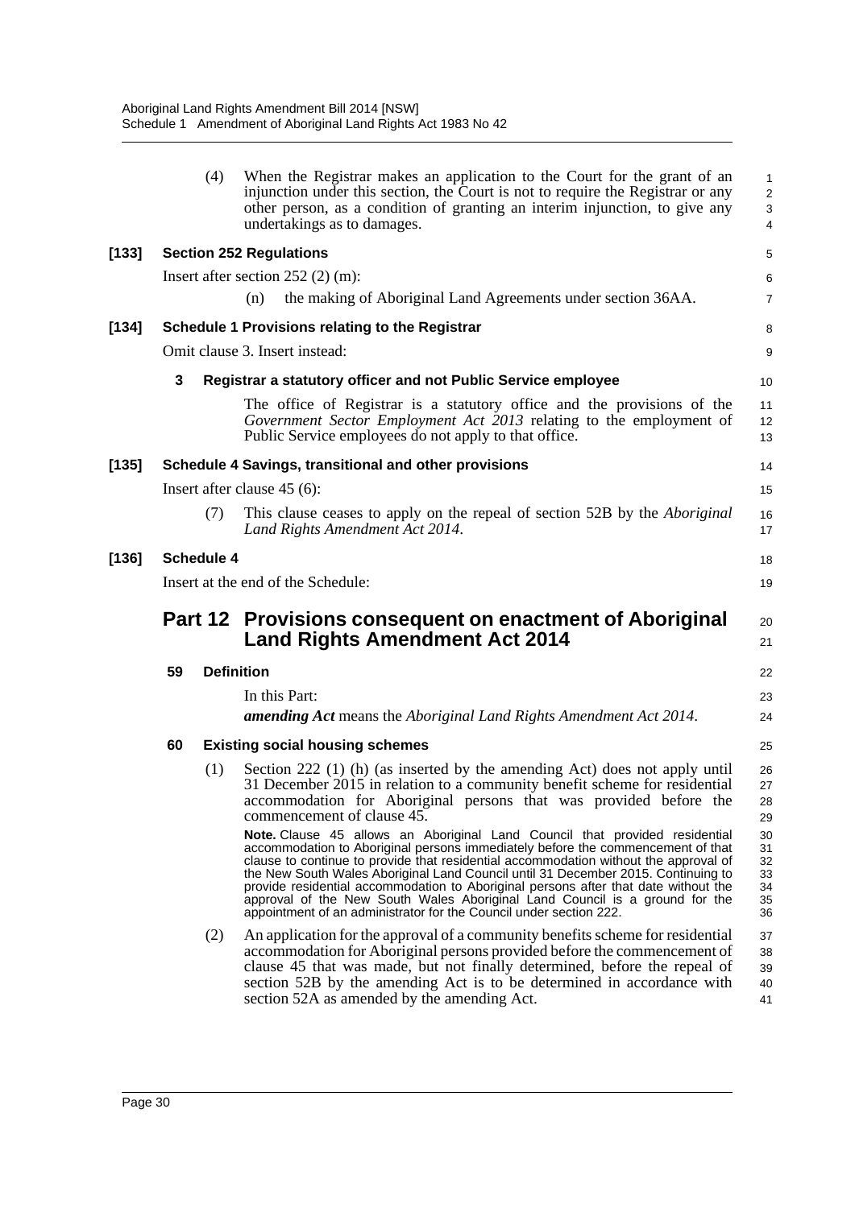(4) When the Registrar makes an application to the Court for the grant of an injunction under this section, the Court is not to require the Registrar or any other person, as a condition of granting an interim injunction, to give any undertakings as to damages.

**[133] Section 252 Regulations**

Insert after section 252 (2) (m):

(n) the making of Aboriginal Land Agreements under section 36AA.

**[134] Schedule 1 Provisions relating to the Registrar**

Omit clause 3. Insert instead:

**3 Registrar a statutory officer and not Public Service employee**

The office of Registrar is a statutory office and the provisions of the *Government Sector Employment Act 2013* relating to the employment of Public Service employees do not apply to that office.

**[135] Schedule 4 Savings, transitional and other provisions**

Insert after clause 45 (6):

(7) This clause ceases to apply on the repeal of section 52B by the *Aboriginal Land Rights Amendment Act 2014*.

**[136] Schedule 4**

Insert at the end of the Schedule:

## Part 12 Provisions consequent on enactment of Aboriginal Land Rights Amendment Act 2014

**59 Definition**

In this Part:

***amending Act*** means the *Aboriginal Land Rights Amendment Act 2014*.

**60 Existing social housing schemes**

(1) Section 222 (1) (h) (as inserted by the amending Act) does not apply until 31 December 2015 in relation to a community benefit scheme for residential accommodation for Aboriginal persons that was provided before the commencement of clause 45.

**Note.** Clause 45 allows an Aboriginal Land Council that provided residential accommodation to Aboriginal persons immediately before the commencement of that clause to continue to provide that residential accommodation without the approval of the New South Wales Aboriginal Land Council until 31 December 2015. Continuing to provide residential accommodation to Aboriginal persons after that date without the approval of the New South Wales Aboriginal Land Council is a ground for the appointment of an administrator for the Council under section 222.

(2) An application for the approval of a community benefits scheme for residential accommodation for Aboriginal persons provided before the commencement of clause 45 that was made, but not finally determined, before the repeal of section 52B by the amending Act is to be determined in accordance with section 52A as amended by the amending Act.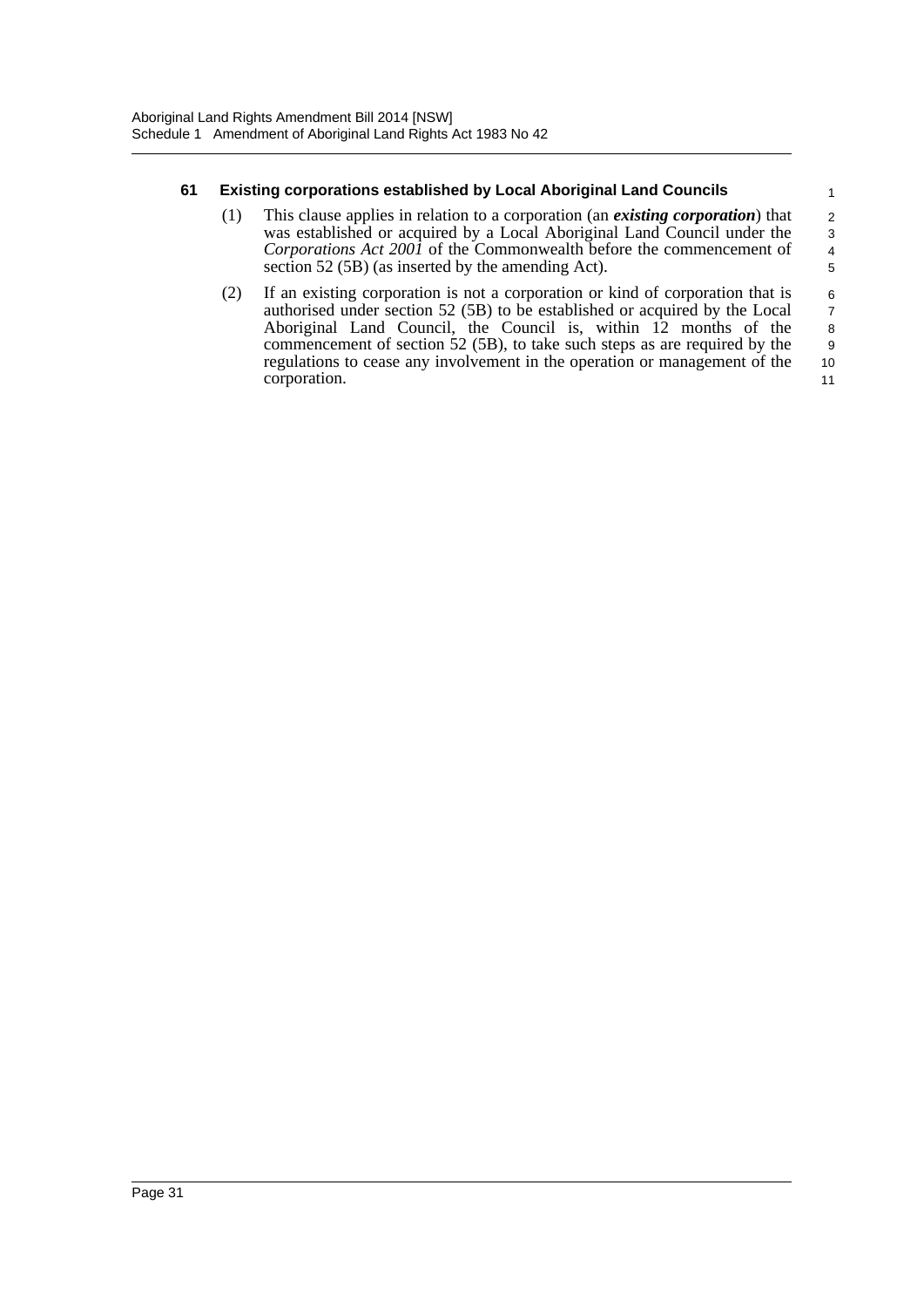### 61 Existing corporations established by Local Aboriginal Land Councils

(1) This clause applies in relation to a corporation (an ***existing corporation***) that was established or acquired by a Local Aboriginal Land Council under the *Corporations Act 2001* of the Commonwealth before the commencement of section 52 (5B) (as inserted by the amending Act).

(2) If an existing corporation is not a corporation or kind of corporation that is authorised under section 52 (5B) to be established or acquired by the Local Aboriginal Land Council, the Council is, within 12 months of the commencement of section 52 (5B), to take such steps as are required by the regulations to cease any involvement in the operation or management of the corporation.